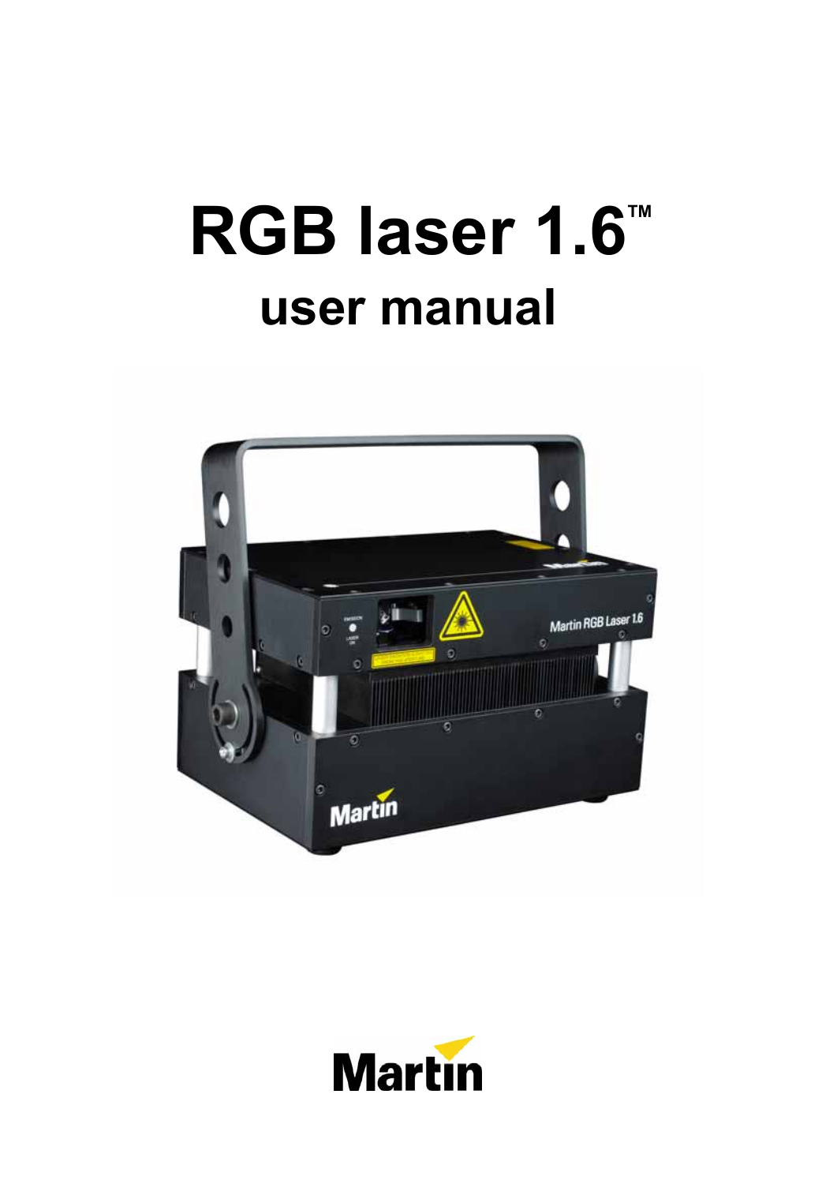# RGB laser 1.6™

## user manual

Martin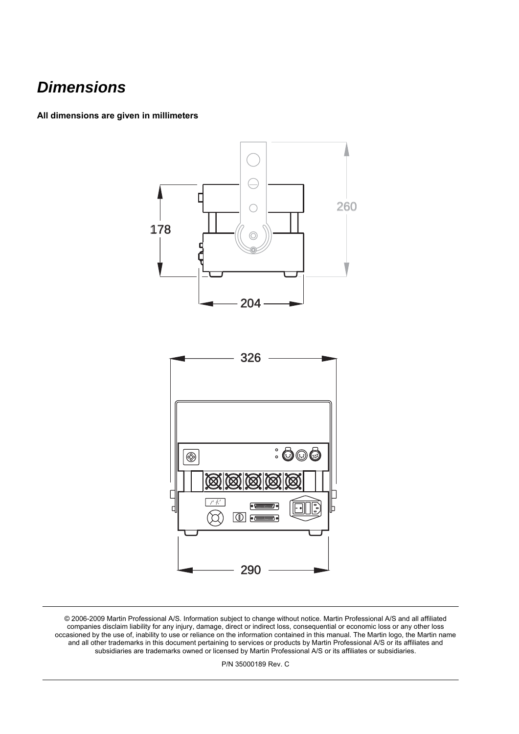# *Dimensions*

**All dimensions are given in millimeters**

© 2006-2009 Martin Professional A/S. Information subject to change without notice. Martin Professional A/S and all affiliated companies disclaim liability for any injury, damage, direct or indirect loss, consequential or economic loss or any other loss occasioned by the use of, inability to use or reliance on the information contained in this manual. The Martin logo, the Martin name and all other trademarks in this document pertaining to services or products by Martin Professional A/S or its affiliates and subsidiaries are trademarks owned or licensed by Martin Professional A/S or its affiliates or subsidiaries.

P/N 35000189 Rev. C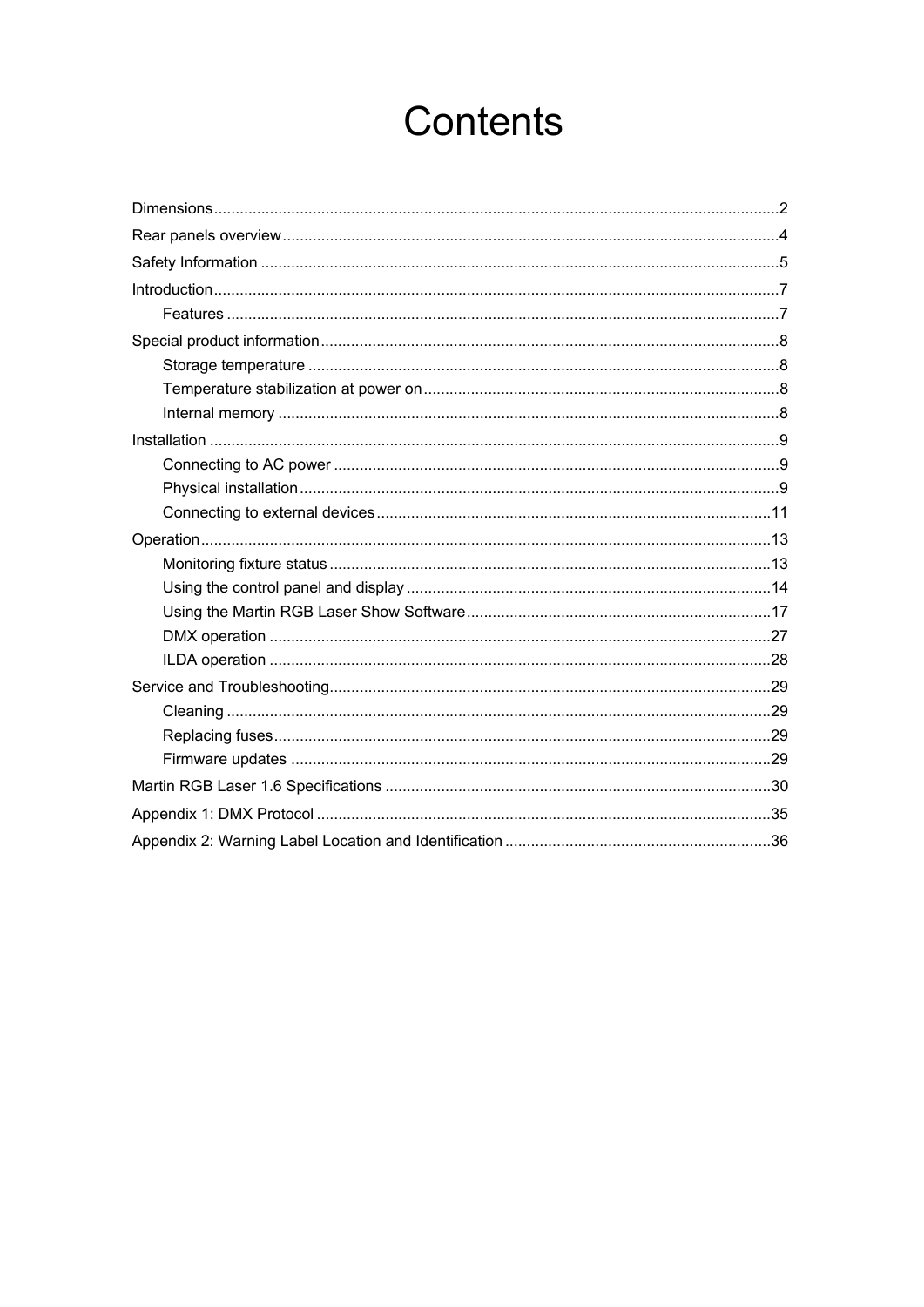# Contents

Dimensions..................................................................................................................................2

Rear panels overview..................................................................................................................4

Safety Information .......................................................................................................................5

Introduction..................................................................................................................................7

- Features ...............................................................................................................................7

Special product information.........................................................................................................8

- Storage temperature ............................................................................................................8
- Temperature stabilization at power on.................................................................................8
- Internal memory ...................................................................................................................8

Installation ...................................................................................................................................9

- Connecting to AC power ......................................................................................................9
- Physical installation..............................................................................................................9
- Connecting to external devices..........................................................................................11

Operation...................................................................................................................................13

- Monitoring fixture status .....................................................................................................13
- Using the control panel and display ...................................................................................14
- Using the Martin RGB Laser Show Software......................................................................17
- DMX operation ...................................................................................................................27
- ILDA operation ...................................................................................................................28

Service and Troubleshooting.....................................................................................................29

- Cleaning .............................................................................................................................29
- Replacing fuses..................................................................................................................29
- Firmware updates ..............................................................................................................29

Martin RGB Laser 1.6 Specifications ........................................................................................30

Appendix 1: DMX Protocol ........................................................................................................35

Appendix 2: Warning Label Location and Identification ............................................................36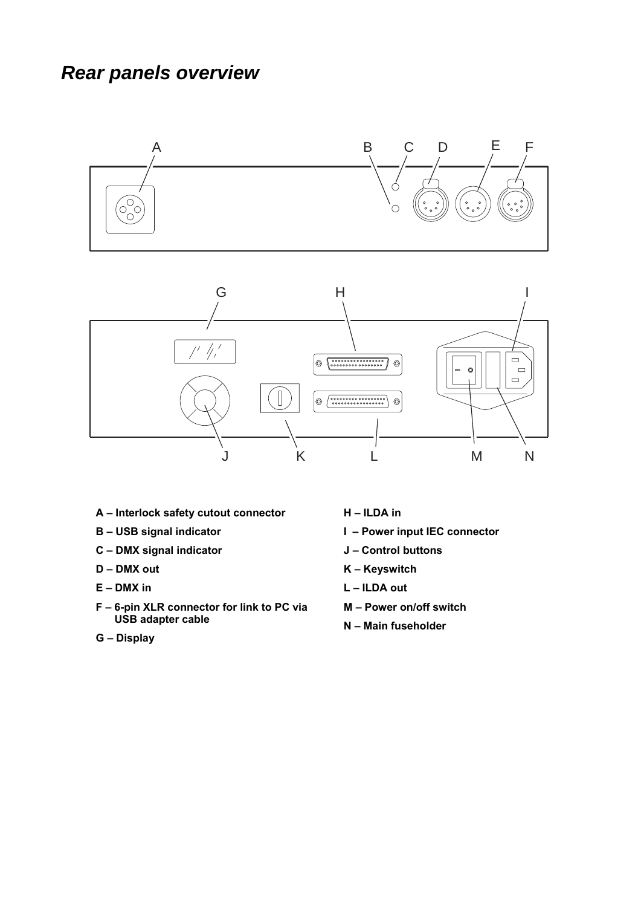# *Rear panels overview*

- A – Interlock safety cutout connector
- B – USB signal indicator
- C – DMX signal indicator
- D – DMX out
- E – DMX in
- F – 6-pin XLR connector for link to PC via USB adapter cable
- G – Display
- H – ILDA in
- I – Power input IEC connector
- J – Control buttons
- K – Keyswitch
- L – ILDA out
- M – Power on/off switch
- N – Main fuseholder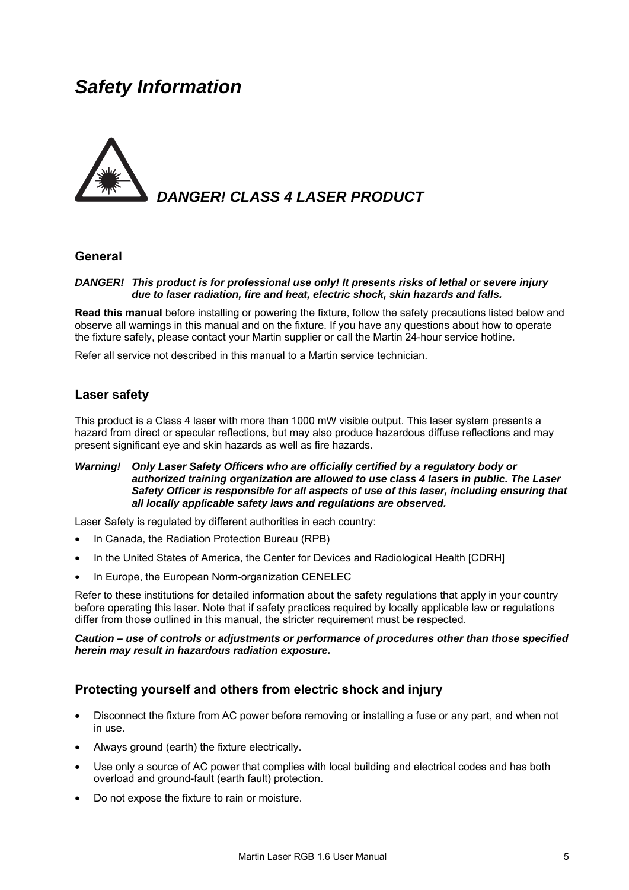# *Safety Information*

## *DANGER! CLASS 4 LASER PRODUCT*

## General

***DANGER!*** ***This product is for professional use only! It presents risks of lethal or severe injury due to laser radiation, fire and heat, electric shock, skin hazards and falls.***

**Read this manual** before installing or powering the fixture, follow the safety precautions listed below and observe all warnings in this manual and on the fixture. If you have any questions about how to operate the fixture safely, please contact your Martin supplier or call the Martin 24-hour service hotline.

Refer all service not described in this manual to a Martin service technician.

## Laser safety

This product is a Class 4 laser with more than 1000 mW visible output. This laser system presents a hazard from direct or specular reflections, but may also produce hazardous diffuse reflections and may present significant eye and skin hazards as well as fire hazards.

***Warning!*** ***Only Laser Safety Officers who are officially certified by a regulatory body or authorized training organization are allowed to use class 4 lasers in public. The Laser Safety Officer is responsible for all aspects of use of this laser, including ensuring that all locally applicable safety laws and regulations are observed.***

Laser Safety is regulated by different authorities in each country:

- In Canada, the Radiation Protection Bureau (RPB)
- In the United States of America, the Center for Devices and Radiological Health [CDRH]
- In Europe, the European Norm-organization CENELEC

Refer to these institutions for detailed information about the safety regulations that apply in your country before operating this laser. Note that if safety practices required by locally applicable law or regulations differ from those outlined in this manual, the stricter requirement must be respected.

***Caution – use of controls or adjustments or performance of procedures other than those specified herein may result in hazardous radiation exposure.***

## Protecting yourself and others from electric shock and injury

- Disconnect the fixture from AC power before removing or installing a fuse or any part, and when not in use.
- Always ground (earth) the fixture electrically.
- Use only a source of AC power that complies with local building and electrical codes and has both overload and ground-fault (earth fault) protection.
- Do not expose the fixture to rain or moisture.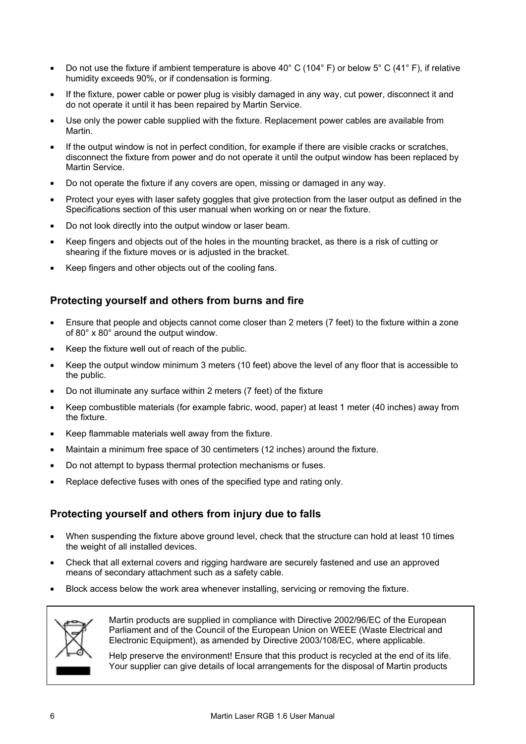- Do not use the fixture if ambient temperature is above 40° C (104° F) or below 5° C (41° F), if relative humidity exceeds 90%, or if condensation is forming.
- If the fixture, power cable or power plug is visibly damaged in any way, cut power, disconnect it and do not operate it until it has been repaired by Martin Service.
- Use only the power cable supplied with the fixture. Replacement power cables are available from Martin.
- If the output window is not in perfect condition, for example if there are visible cracks or scratches, disconnect the fixture from power and do not operate it until the output window has been replaced by Martin Service.
- Do not operate the fixture if any covers are open, missing or damaged in any way.
- Protect your eyes with laser safety goggles that give protection from the laser output as defined in the Specifications section of this user manual when working on or near the fixture.
- Do not look directly into the output window or laser beam.
- Keep fingers and objects out of the holes in the mounting bracket, as there is a risk of cutting or shearing if the fixture moves or is adjusted in the bracket.
- Keep fingers and other objects out of the cooling fans.

### Protecting yourself and others from burns and fire

- Ensure that people and objects cannot come closer than 2 meters (7 feet) to the fixture within a zone of 80° x 80° around the output window.
- Keep the fixture well out of reach of the public.
- Keep the output window minimum 3 meters (10 feet) above the level of any floor that is accessible to the public.
- Do not illuminate any surface within 2 meters (7 feet) of the fixture
- Keep combustible materials (for example fabric, wood, paper) at least 1 meter (40 inches) away from the fixture.
- Keep flammable materials well away from the fixture.
- Maintain a minimum free space of 30 centimeters (12 inches) around the fixture.
- Do not attempt to bypass thermal protection mechanisms or fuses.
- Replace defective fuses with ones of the specified type and rating only.

### Protecting yourself and others from injury due to falls

- When suspending the fixture above ground level, check that the structure can hold at least 10 times the weight of all installed devices.
- Check that all external covers and rigging hardware are securely fastened and use an approved means of secondary attachment such as a safety cable.
- Block access below the work area whenever installing, servicing or removing the fixture.

Martin products are supplied in compliance with Directive 2002/96/EC of the European Parliament and of the Council of the European Union on WEEE (Waste Electrical and Electronic Equipment), as amended by Directive 2003/108/EC, where applicable.

Help preserve the environment! Ensure that this product is recycled at the end of its life. Your supplier can give details of local arrangements for the disposal of Martin products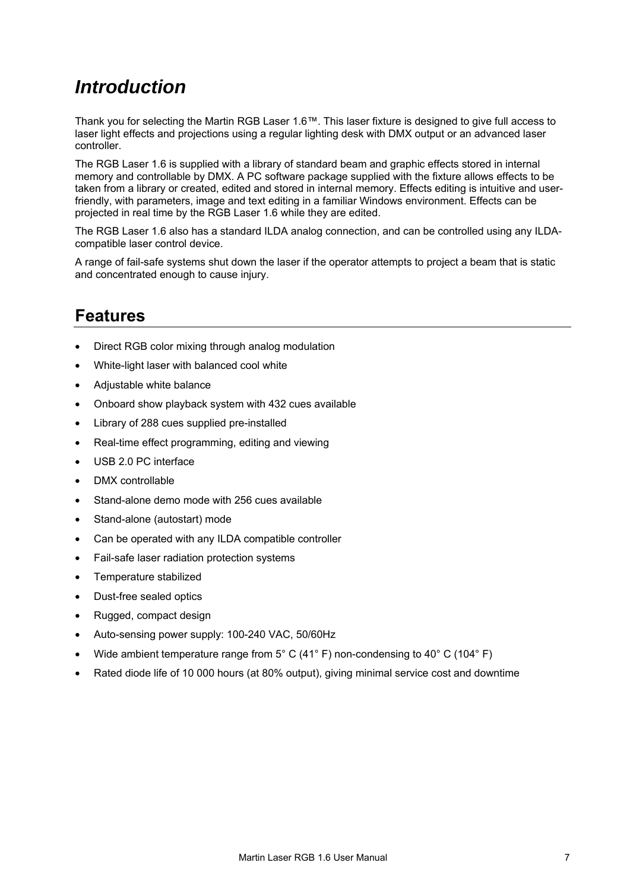# *Introduction*

Thank you for selecting the Martin RGB Laser 1.6™. This laser fixture is designed to give full access to laser light effects and projections using a regular lighting desk with DMX output or an advanced laser controller.

The RGB Laser 1.6 is supplied with a library of standard beam and graphic effects stored in internal memory and controllable by DMX. A PC software package supplied with the fixture allows effects to be taken from a library or created, edited and stored in internal memory. Effects editing is intuitive and user-friendly, with parameters, image and text editing in a familiar Windows environment. Effects can be projected in real time by the RGB Laser 1.6 while they are edited.

The RGB Laser 1.6 also has a standard ILDA analog connection, and can be controlled using any ILDA-compatible laser control device.

A range of fail-safe systems shut down the laser if the operator attempts to project a beam that is static and concentrated enough to cause injury.

## Features

- Direct RGB color mixing through analog modulation
- White-light laser with balanced cool white
- Adjustable white balance
- Onboard show playback system with 432 cues available
- Library of 288 cues supplied pre-installed
- Real-time effect programming, editing and viewing
- USB 2.0 PC interface
- DMX controllable
- Stand-alone demo mode with 256 cues available
- Stand-alone (autostart) mode
- Can be operated with any ILDA compatible controller
- Fail-safe laser radiation protection systems
- Temperature stabilized
- Dust-free sealed optics
- Rugged, compact design
- Auto-sensing power supply: 100-240 VAC, 50/60Hz
- Wide ambient temperature range from 5° C (41° F) non-condensing to 40° C (104° F)
- Rated diode life of 10 000 hours (at 80% output), giving minimal service cost and downtime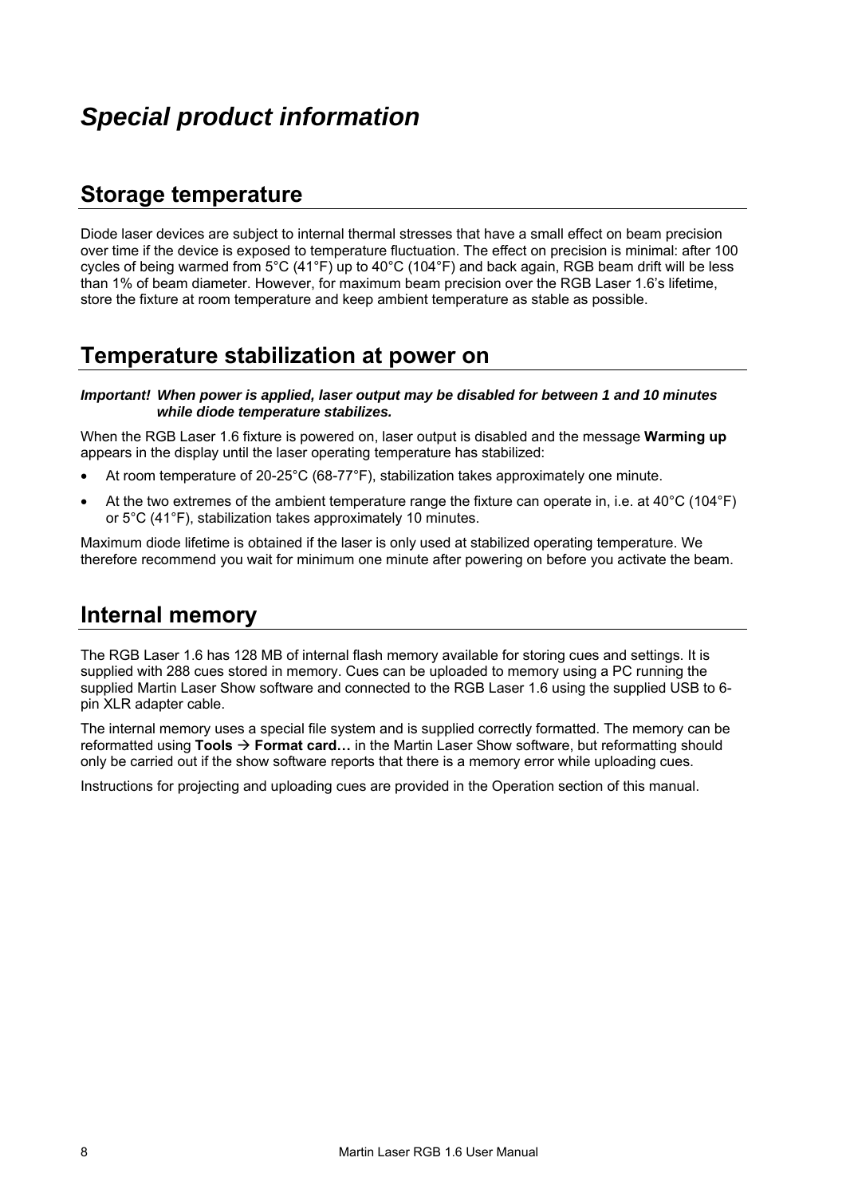# *Special product information*

## Storage temperature

Diode laser devices are subject to internal thermal stresses that have a small effect on beam precision over time if the device is exposed to temperature fluctuation. The effect on precision is minimal: after 100 cycles of being warmed from 5°C (41°F) up to 40°C (104°F) and back again, RGB beam drift will be less than 1% of beam diameter. However, for maximum beam precision over the RGB Laser 1.6's lifetime, store the fixture at room temperature and keep ambient temperature as stable as possible.

## Temperature stabilization at power on

***Important! When power is applied, laser output may be disabled for between 1 and 10 minutes while diode temperature stabilizes.***

When the RGB Laser 1.6 fixture is powered on, laser output is disabled and the message **Warming up** appears in the display until the laser operating temperature has stabilized:

- At room temperature of 20-25°C (68-77°F), stabilization takes approximately one minute.
- At the two extremes of the ambient temperature range the fixture can operate in, i.e. at 40°C (104°F) or 5°C (41°F), stabilization takes approximately 10 minutes.

Maximum diode lifetime is obtained if the laser is only used at stabilized operating temperature. We therefore recommend you wait for minimum one minute after powering on before you activate the beam.

## Internal memory

The RGB Laser 1.6 has 128 MB of internal flash memory available for storing cues and settings. It is supplied with 288 cues stored in memory. Cues can be uploaded to memory using a PC running the supplied Martin Laser Show software and connected to the RGB Laser 1.6 using the supplied USB to 6-pin XLR adapter cable.

The internal memory uses a special file system and is supplied correctly formatted. The memory can be reformatted using **Tools → Format card…** in the Martin Laser Show software, but reformatting should only be carried out if the show software reports that there is a memory error while uploading cues.

Instructions for projecting and uploading cues are provided in the Operation section of this manual.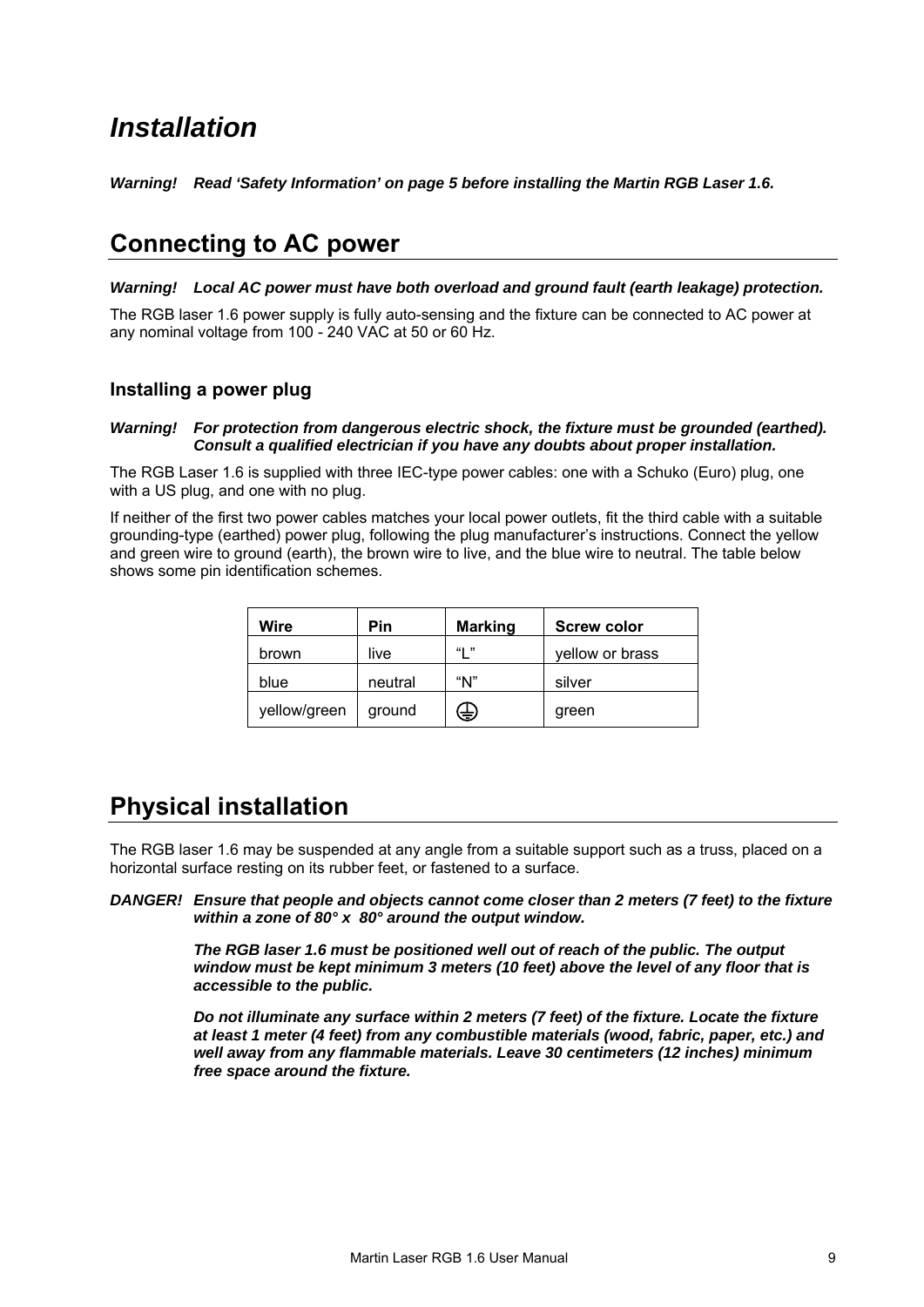# *Installation*

***Warning! Read 'Safety Information' on page 5 before installing the Martin RGB Laser 1.6.***

## Connecting to AC power

***Warning! Local AC power must have both overload and ground fault (earth leakage) protection.***

The RGB laser 1.6 power supply is fully auto-sensing and the fixture can be connected to AC power at any nominal voltage from 100 - 240 VAC at 50 or 60 Hz.

### Installing a power plug

***Warning! For protection from dangerous electric shock, the fixture must be grounded (earthed). Consult a qualified electrician if you have any doubts about proper installation.***

The RGB Laser 1.6 is supplied with three IEC-type power cables: one with a Schuko (Euro) plug, one with a US plug, and one with no plug.

If neither of the first two power cables matches your local power outlets, fit the third cable with a suitable grounding-type (earthed) power plug, following the plug manufacturer's instructions. Connect the yellow and green wire to ground (earth), the brown wire to live, and the blue wire to neutral. The table below shows some pin identification schemes.

| Wire | Pin | Marking | Screw color |
|---|---|---|---|
| brown | live | "L" | yellow or brass |
| blue | neutral | "N" | silver |
| yellow/green | ground | ⏚ | green |

## Physical installation

The RGB laser 1.6 may be suspended at any angle from a suitable support such as a truss, placed on a horizontal surface resting on its rubber feet, or fastened to a surface.

***DANGER! Ensure that people and objects cannot come closer than 2 meters (7 feet) to the fixture within a zone of 80° x 80° around the output window.***

***The RGB laser 1.6 must be positioned well out of reach of the public. The output window must be kept minimum 3 meters (10 feet) above the level of any floor that is accessible to the public.***

***Do not illuminate any surface within 2 meters (7 feet) of the fixture. Locate the fixture at least 1 meter (4 feet) from any combustible materials (wood, fabric, paper, etc.) and well away from any flammable materials. Leave 30 centimeters (12 inches) minimum free space around the fixture.***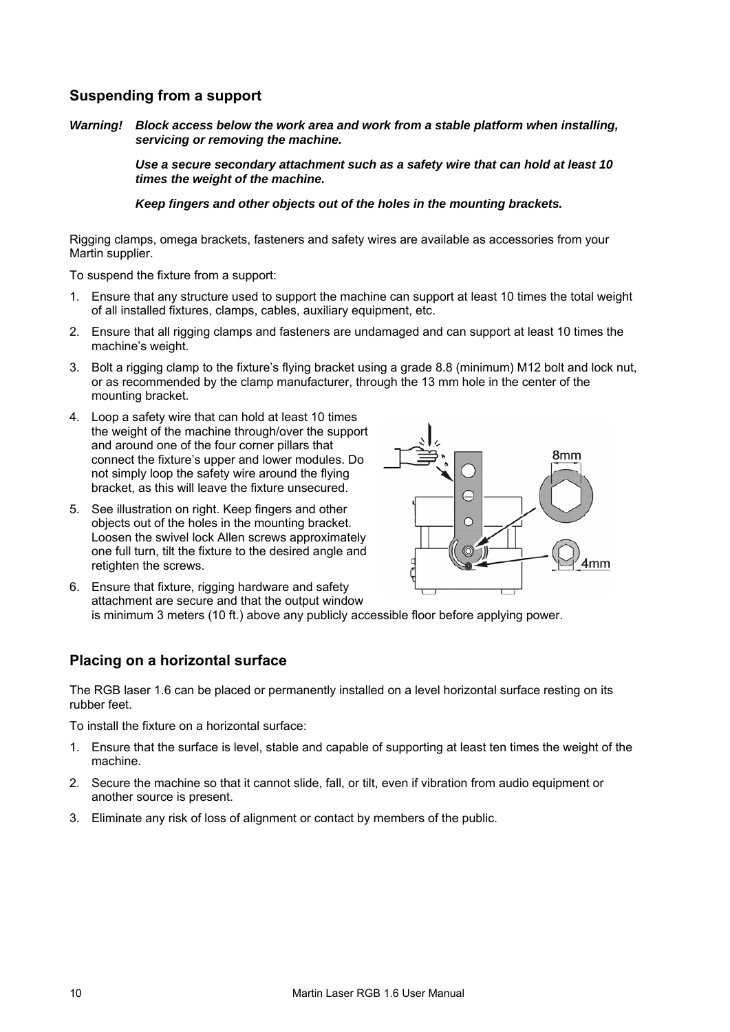## Suspending from a support

***Warning!*** ***Block access below the work area and work from a stable platform when installing, servicing or removing the machine.***

***Use a secure secondary attachment such as a safety wire that can hold at least 10 times the weight of the machine.***

***Keep fingers and other objects out of the holes in the mounting brackets.***

Rigging clamps, omega brackets, fasteners and safety wires are available as accessories from your Martin supplier.

To suspend the fixture from a support:

1. Ensure that any structure used to support the machine can support at least 10 times the total weight of all installed fixtures, clamps, cables, auxiliary equipment, etc.
2. Ensure that all rigging clamps and fasteners are undamaged and can support at least 10 times the machine's weight.
3. Bolt a rigging clamp to the fixture's flying bracket using a grade 8.8 (minimum) M12 bolt and lock nut, or as recommended by the clamp manufacturer, through the 13 mm hole in the center of the mounting bracket.
4. Loop a safety wire that can hold at least 10 times the weight of the machine through/over the support and around one of the four corner pillars that connect the fixture's upper and lower modules. Do not simply loop the safety wire around the flying bracket, as this will leave the fixture unsecured.
5. See illustration on right. Keep fingers and other objects out of the holes in the mounting bracket. Loosen the swivel lock Allen screws approximately one full turn, tilt the fixture to the desired angle and retighten the screws.
6. Ensure that fixture, rigging hardware and safety attachment are secure and that the output window is minimum 3 meters (10 ft.) above any publicly accessible floor before applying power.

## Placing on a horizontal surface

The RGB laser 1.6 can be placed or permanently installed on a level horizontal surface resting on its rubber feet.

To install the fixture on a horizontal surface:

1. Ensure that the surface is level, stable and capable of supporting at least ten times the weight of the machine.
2. Secure the machine so that it cannot slide, fall, or tilt, even if vibration from audio equipment or another source is present.
3. Eliminate any risk of loss of alignment or contact by members of the public.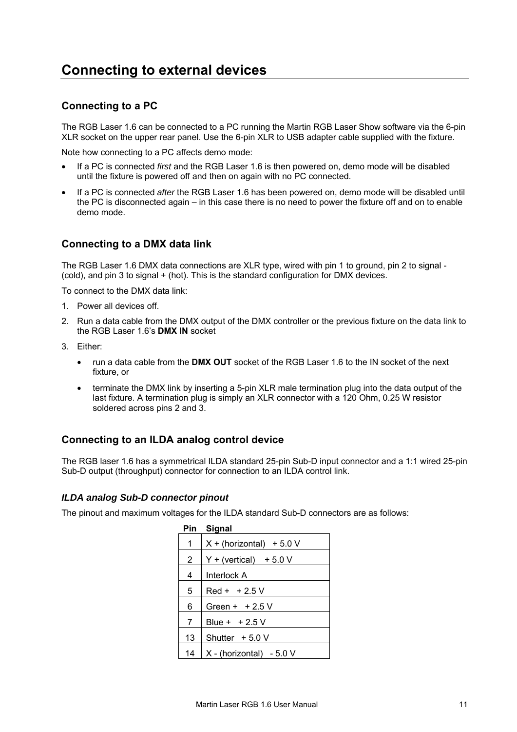# Connecting to external devices

## Connecting to a PC

The RGB Laser 1.6 can be connected to a PC running the Martin RGB Laser Show software via the 6-pin XLR socket on the upper rear panel. Use the 6-pin XLR to USB adapter cable supplied with the fixture.

Note how connecting to a PC affects demo mode:

- If a PC is connected *first* and the RGB Laser 1.6 is then powered on, demo mode will be disabled until the fixture is powered off and then on again with no PC connected.
- If a PC is connected *after* the RGB Laser 1.6 has been powered on, demo mode will be disabled until the PC is disconnected again – in this case there is no need to power the fixture off and on to enable demo mode.

## Connecting to a DMX data link

The RGB Laser 1.6 DMX data connections are XLR type, wired with pin 1 to ground, pin 2 to signal - (cold), and pin 3 to signal + (hot). This is the standard configuration for DMX devices.

To connect to the DMX data link:

1. Power all devices off.
2. Run a data cable from the DMX output of the DMX controller or the previous fixture on the data link to the RGB Laser 1.6's **DMX IN** socket
3. Either:
    - run a data cable from the **DMX OUT** socket of the RGB Laser 1.6 to the IN socket of the next fixture, or
    - terminate the DMX link by inserting a 5-pin XLR male termination plug into the data output of the last fixture. A termination plug is simply an XLR connector with a 120 Ohm, 0.25 W resistor soldered across pins 2 and 3.

## Connecting to an ILDA analog control device

The RGB laser 1.6 has a symmetrical ILDA standard 25-pin Sub-D input connector and a 1:1 wired 25-pin Sub-D output (throughput) connector for connection to an ILDA control link.

### *ILDA analog Sub-D connector pinout*

The pinout and maximum voltages for the ILDA standard Sub-D connectors are as follows:

| Pin | Signal |
|---|---|
| 1 | X + (horizontal)   + 5.0 V |
| 2 | Y + (vertical)   + 5.0 V |
| 4 | Interlock A |
| 5 | Red +   + 2.5 V |
| 6 | Green +   + 2.5 V |
| 7 | Blue +   + 2.5 V |
| 13 | Shutter   + 5.0 V |
| 14 | X - (horizontal)   - 5.0 V |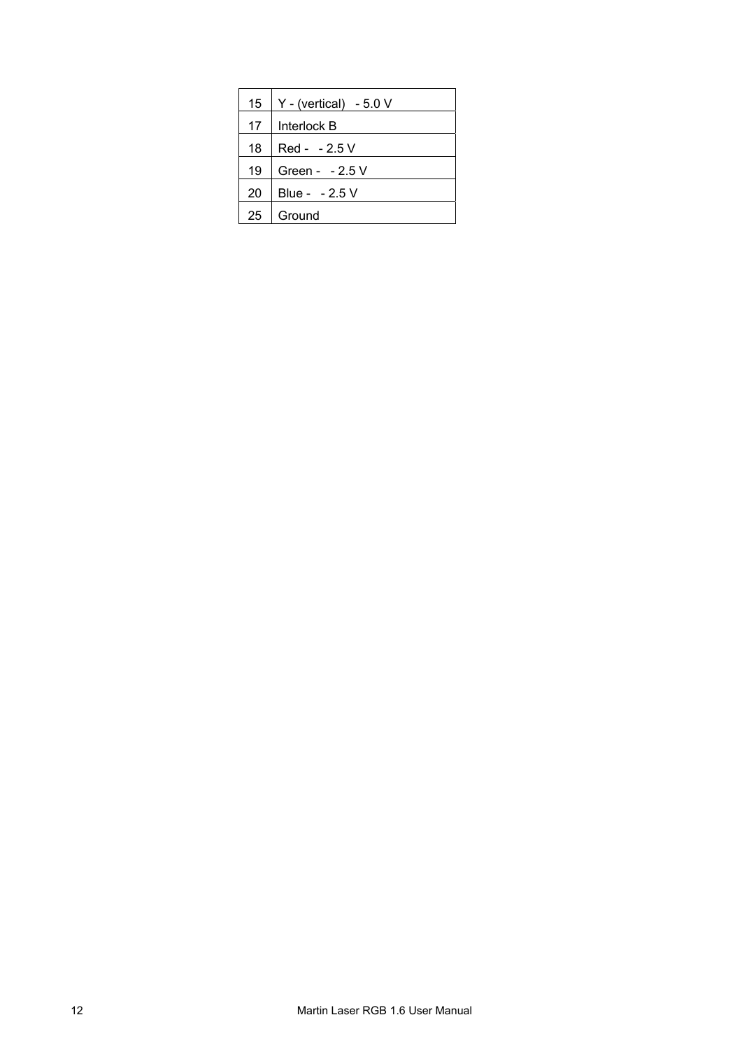| | |
|---|---|
| 15 | Y - (vertical) - 5.0 V |
| 17 | Interlock B |
| 18 | Red - - 2.5 V |
| 19 | Green - - 2.5 V |
| 20 | Blue - - 2.5 V |
| 25 | Ground |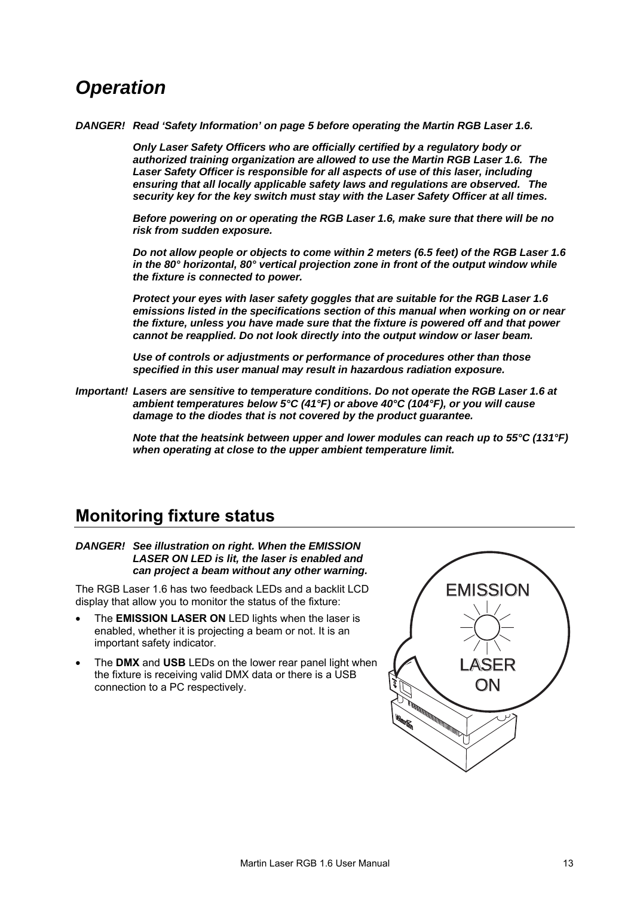# *Operation*

***DANGER!*** ***Read 'Safety Information' on page 5 before operating the Martin RGB Laser 1.6.***

***Only Laser Safety Officers who are officially certified by a regulatory body or authorized training organization are allowed to use the Martin RGB Laser 1.6. The Laser Safety Officer is responsible for all aspects of use of this laser, including ensuring that all locally applicable safety laws and regulations are observed. The security key for the key switch must stay with the Laser Safety Officer at all times.***

***Before powering on or operating the RGB Laser 1.6, make sure that there will be no risk from sudden exposure.***

***Do not allow people or objects to come within 2 meters (6.5 feet) of the RGB Laser 1.6 in the 80° horizontal, 80° vertical projection zone in front of the output window while the fixture is connected to power.***

***Protect your eyes with laser safety goggles that are suitable for the RGB Laser 1.6 emissions listed in the specifications section of this manual when working on or near the fixture, unless you have made sure that the fixture is powered off and that power cannot be reapplied. Do not look directly into the output window or laser beam.***

***Use of controls or adjustments or performance of procedures other than those specified in this user manual may result in hazardous radiation exposure.***

***Important!*** ***Lasers are sensitive to temperature conditions. Do not operate the RGB Laser 1.6 at ambient temperatures below 5°C (41°F) or above 40°C (104°F), or you will cause damage to the diodes that is not covered by the product guarantee.***

***Note that the heatsink between upper and lower modules can reach up to 55°C (131°F) when operating at close to the upper ambient temperature limit.***

## Monitoring fixture status

***DANGER!*** ***See illustration on right. When the EMISSION LASER ON LED is lit, the laser is enabled and can project a beam without any other warning.***

The RGB Laser 1.6 has two feedback LEDs and a backlit LCD display that allow you to monitor the status of the fixture:

- The **EMISSION LASER ON** LED lights when the laser is enabled, whether it is projecting a beam or not. It is an important safety indicator.
- The **DMX** and **USB** LEDs on the lower rear panel light when the fixture is receiving valid DMX data or there is a USB connection to a PC respectively.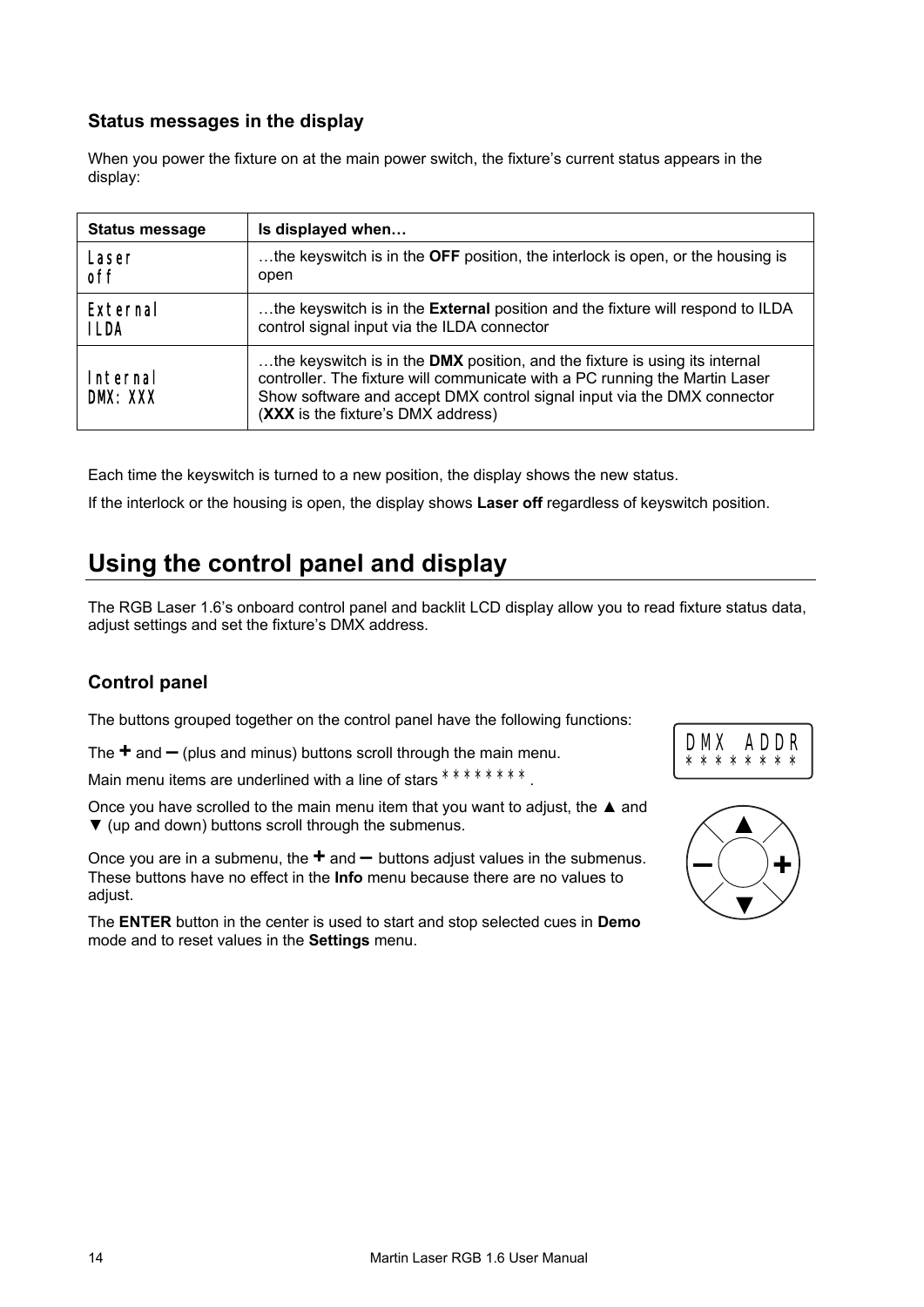### Status messages in the display

When you power the fixture on at the main power switch, the fixture's current status appears in the display:

| Status message | Is displayed when… |
|---|---|
| Laser off | …the keyswitch is in the **OFF** position, the interlock is open, or the housing is open |
| External ILDA | …the keyswitch is in the **External** position and the fixture will respond to ILDA control signal input via the ILDA connector |
| Internal DMX: XXX | …the keyswitch is in the **DMX** position, and the fixture is using its internal controller. The fixture will communicate with a PC running the Martin Laser Show software and accept DMX control signal input via the DMX connector (**XXX** is the fixture's DMX address) |

Each time the keyswitch is turned to a new position, the display shows the new status.

If the interlock or the housing is open, the display shows **Laser off** regardless of keyswitch position.

## Using the control panel and display

The RGB Laser 1.6's onboard control panel and backlit LCD display allow you to read fixture status data, adjust settings and set the fixture's DMX address.

### Control panel

The buttons grouped together on the control panel have the following functions:

The **+** and **–** (plus and minus) buttons scroll through the main menu.

Main menu items are underlined with a line of stars ********.

Once you have scrolled to the main menu item that you want to adjust, the ▲ and ▼ (up and down) buttons scroll through the submenus.

Once you are in a submenu, the **+** and **–** buttons adjust values in the submenus. These buttons have no effect in the **Info** menu because there are no values to adjust.

The **ENTER** button in the center is used to start and stop selected cues in **Demo** mode and to reset values in the **Settings** menu.

DMX ADDR
********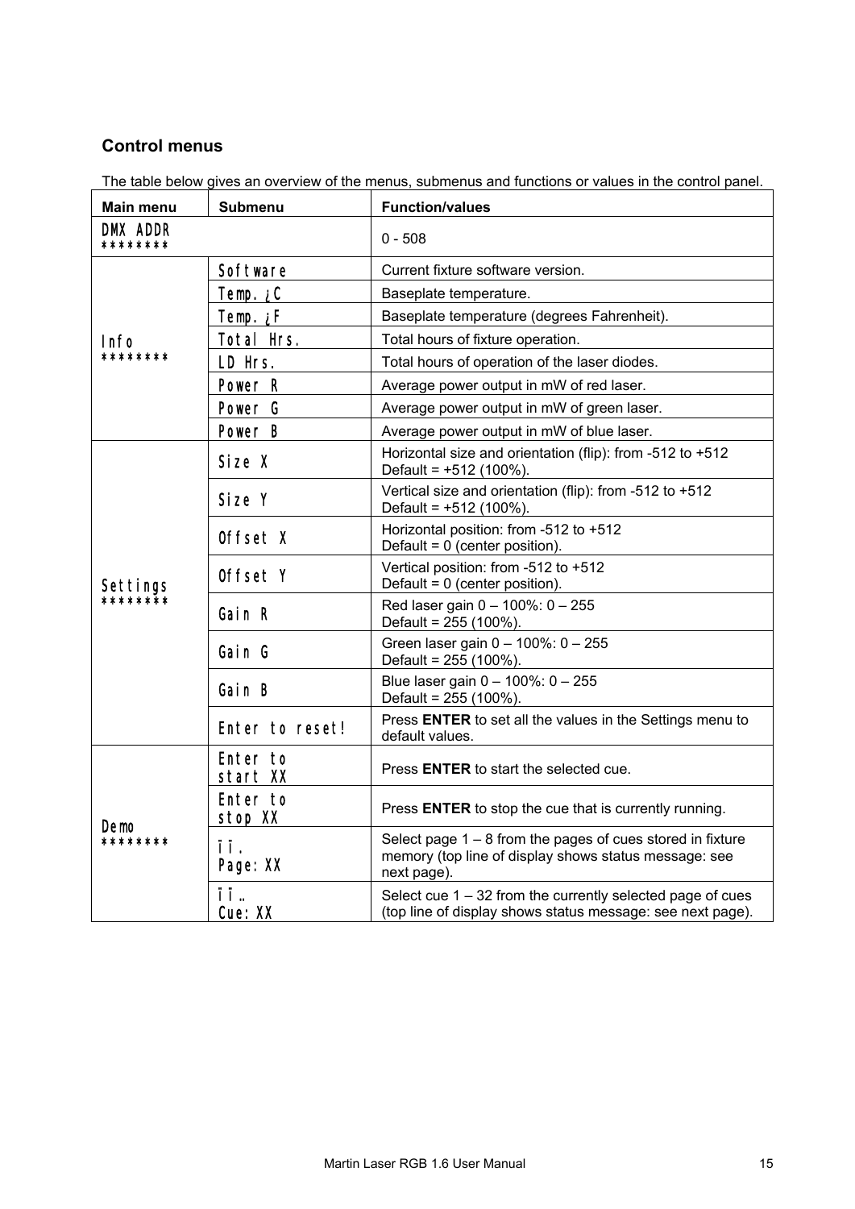## Control menus

The table below gives an overview of the menus, submenus and functions or values in the control panel.

| Main menu | Submenu | Function/values |
|---|---|---|
| DMX ADDR ******** | | 0 - 508 |
| Info ******** | Software | Current fixture software version. |
| | Temp. ¿C | Baseplate temperature. |
| | Temp. ¿F | Baseplate temperature (degrees Fahrenheit). |
| | Total Hrs. | Total hours of fixture operation. |
| | LD Hrs. | Total hours of operation of the laser diodes. |
| | Power R | Average power output in mW of red laser. |
| | Power G | Average power output in mW of green laser. |
| | Power B | Average power output in mW of blue laser. |
| Settings ******** | Size X | Horizontal size and orientation (flip): from -512 to +512 Default = +512 (100%). |
| | Size Y | Vertical size and orientation (flip): from -512 to +512 Default = +512 (100%). |
| | Offset X | Horizontal position: from -512 to +512 Default = 0 (center position). |
| | Offset Y | Vertical position: from -512 to +512 Default = 0 (center position). |
| | Gain R | Red laser gain 0 – 100%: 0 – 255 Default = 255 (100%). |
| | Gain G | Green laser gain 0 – 100%: 0 – 255 Default = 255 (100%). |
| | Gain B | Blue laser gain 0 – 100%: 0 – 255 Default = 255 (100%). |
| | Enter to reset! | Press **ENTER** to set all the values in the Settings menu to default values. |
| Demo ******** | Enter to start XX | Press **ENTER** to start the selected cue. |
| | Enter to stop XX | Press **ENTER** to stop the cue that is currently running. |
| | ïï. Page: XX | Select page 1 – 8 from the pages of cues stored in fixture memory (top line of display shows status message: see next page). |
| | ïï„ Cue: XX | Select cue 1 – 32 from the currently selected page of cues (top line of display shows status message: see next page). |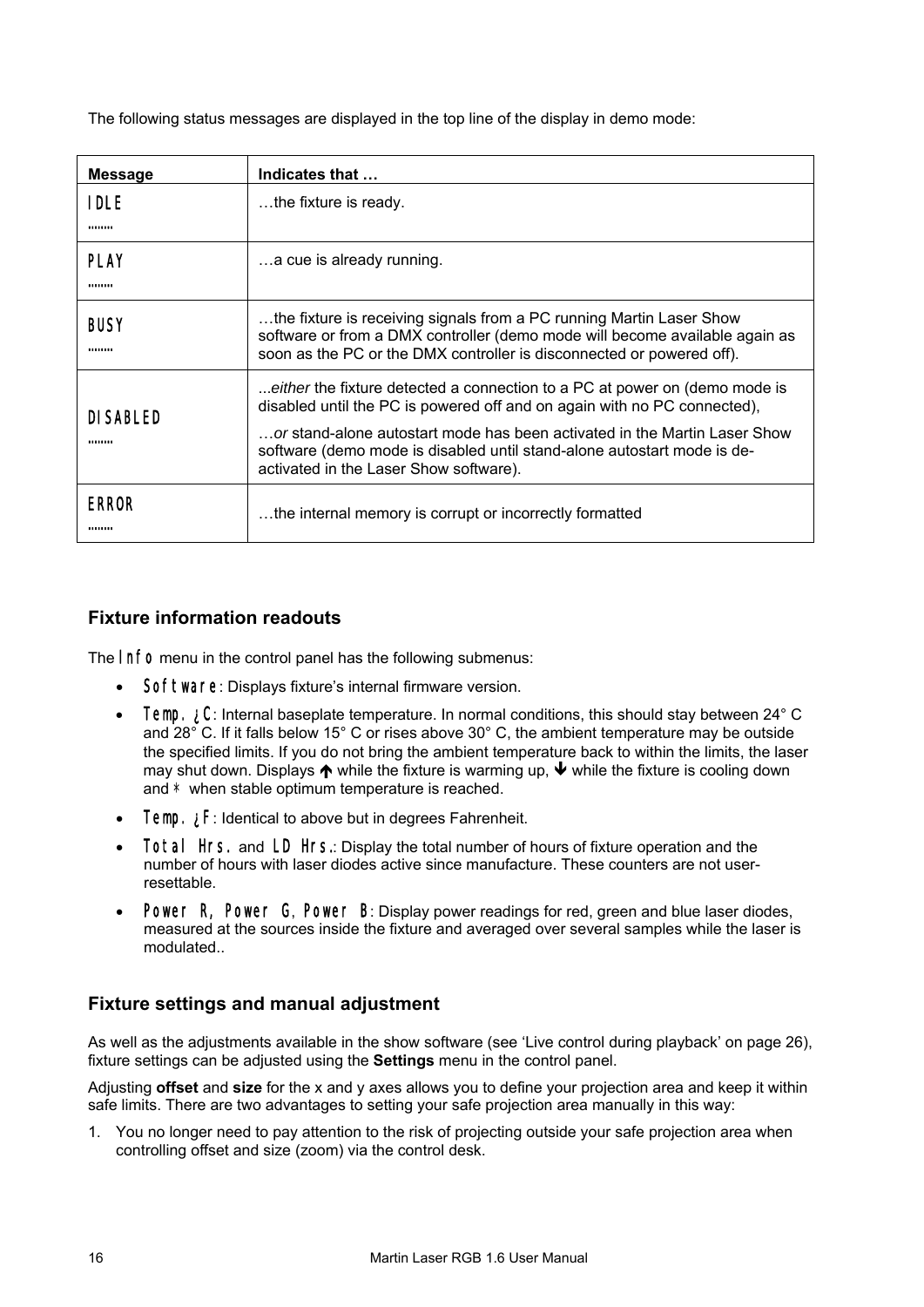The following status messages are displayed in the top line of the display in demo mode:

| Message | Indicates that … |
|---|---|
| IDLE ........ | …the fixture is ready. |
| PLAY ........ | …a cue is already running. |
| BUSY ........ | …the fixture is receiving signals from a PC running Martin Laser Show software or from a DMX controller (demo mode will become available again as soon as the PC or the DMX controller is disconnected or powered off). |
| DISABLED ........ | ...*either* the fixture detected a connection to a PC at power on (demo mode is disabled until the PC is powered off and on again with no PC connected),<br>…*or* stand-alone autostart mode has been activated in the Martin Laser Show software (demo mode is disabled until stand-alone autostart mode is de-activated in the Laser Show software). |
| ERROR ........ | …the internal memory is corrupt or incorrectly formatted |

## Fixture information readouts

The Info menu in the control panel has the following submenus:

- Software: Displays fixture's internal firmware version.
- Temp. ¿C: Internal baseplate temperature. In normal conditions, this should stay between 24° C and 28° C. If it falls below 15° C or rises above 30° C, the ambient temperature may be outside the specified limits. If you do not bring the ambient temperature back to within the limits, the laser may shut down. Displays ↑ while the fixture is warming up, ↓ while the fixture is cooling down and * when stable optimum temperature is reached.
- Temp. ¿F: Identical to above but in degrees Fahrenheit.
- Total Hrs. and LD Hrs.: Display the total number of hours of fixture operation and the number of hours with laser diodes active since manufacture. These counters are not user-resettable.
- Power R, Power G, Power B: Display power readings for red, green and blue laser diodes, measured at the sources inside the fixture and averaged over several samples while the laser is modulated..

## Fixture settings and manual adjustment

As well as the adjustments available in the show software (see 'Live control during playback' on page 26), fixture settings can be adjusted using the **Settings** menu in the control panel.

Adjusting **offset** and **size** for the x and y axes allows you to define your projection area and keep it within safe limits. There are two advantages to setting your safe projection area manually in this way:

1. You no longer need to pay attention to the risk of projecting outside your safe projection area when controlling offset and size (zoom) via the control desk.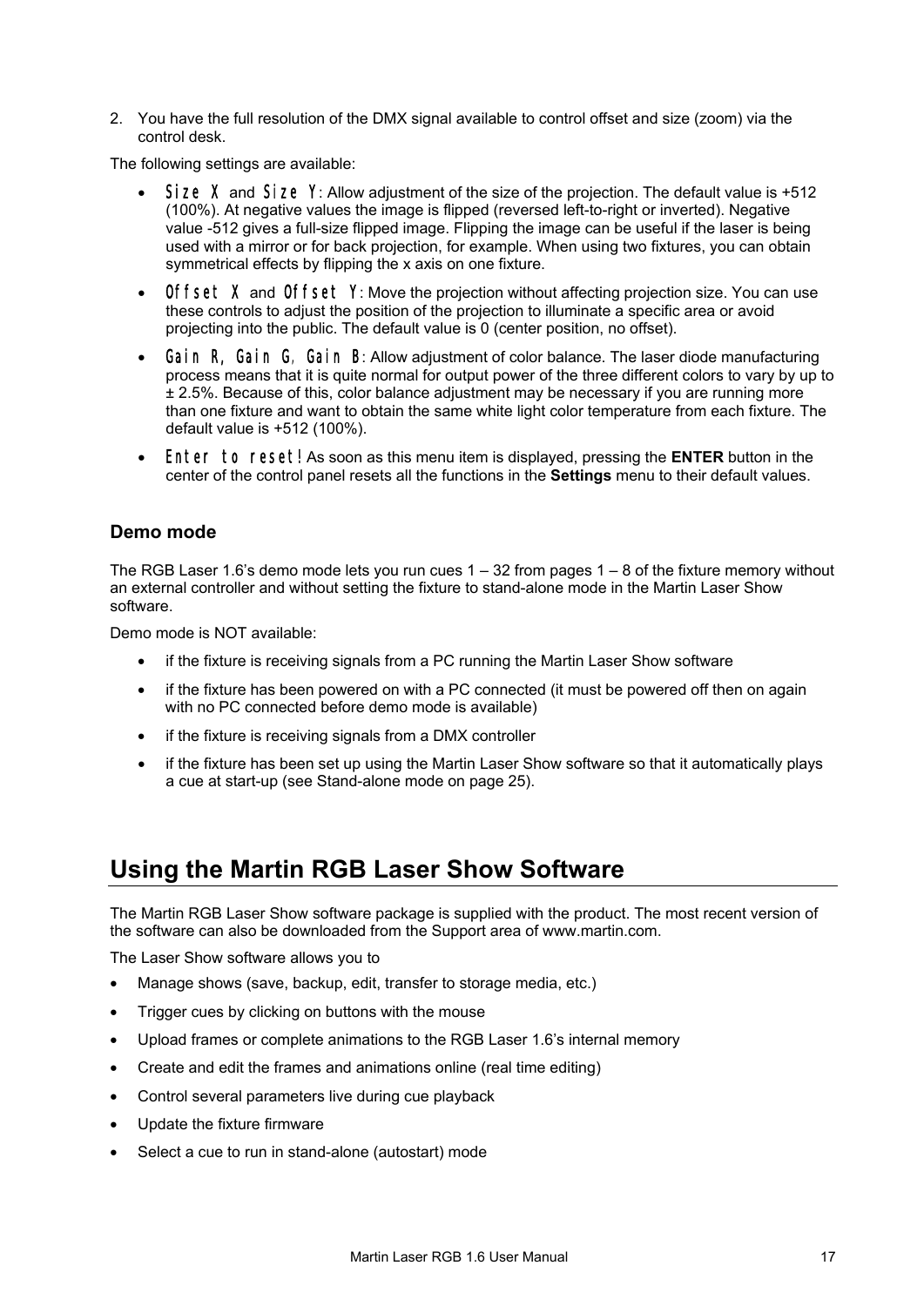2. You have the full resolution of the DMX signal available to control offset and size (zoom) via the control desk.

The following settings are available:

- `Size X` and `Size Y`: Allow adjustment of the size of the projection. The default value is +512 (100%). At negative values the image is flipped (reversed left-to-right or inverted). Negative value -512 gives a full-size flipped image. Flipping the image can be useful if the laser is being used with a mirror or for back projection, for example. When using two fixtures, you can obtain symmetrical effects by flipping the x axis on one fixture.
- `Offset X` and `Offset Y`: Move the projection without affecting projection size. You can use these controls to adjust the position of the projection to illuminate a specific area or avoid projecting into the public. The default value is 0 (center position, no offset).
- `Gain R, Gain G, Gain B`: Allow adjustment of color balance. The laser diode manufacturing process means that it is quite normal for output power of the three different colors to vary by up to ± 2.5%. Because of this, color balance adjustment may be necessary if you are running more than one fixture and want to obtain the same white light color temperature from each fixture. The default value is +512 (100%).
- `Enter to reset!` As soon as this menu item is displayed, pressing the **ENTER** button in the center of the control panel resets all the functions in the **Settings** menu to their default values.

### Demo mode

The RGB Laser 1.6's demo mode lets you run cues 1 – 32 from pages 1 – 8 of the fixture memory without an external controller and without setting the fixture to stand-alone mode in the Martin Laser Show software.

Demo mode is NOT available:

- if the fixture is receiving signals from a PC running the Martin Laser Show software
- if the fixture has been powered on with a PC connected (it must be powered off then on again with no PC connected before demo mode is available)
- if the fixture is receiving signals from a DMX controller
- if the fixture has been set up using the Martin Laser Show software so that it automatically plays a cue at start-up (see Stand-alone mode on page 25).

## Using the Martin RGB Laser Show Software

The Martin RGB Laser Show software package is supplied with the product. The most recent version of the software can also be downloaded from the Support area of www.martin.com.

The Laser Show software allows you to

- Manage shows (save, backup, edit, transfer to storage media, etc.)
- Trigger cues by clicking on buttons with the mouse
- Upload frames or complete animations to the RGB Laser 1.6's internal memory
- Create and edit the frames and animations online (real time editing)
- Control several parameters live during cue playback
- Update the fixture firmware
- Select a cue to run in stand-alone (autostart) mode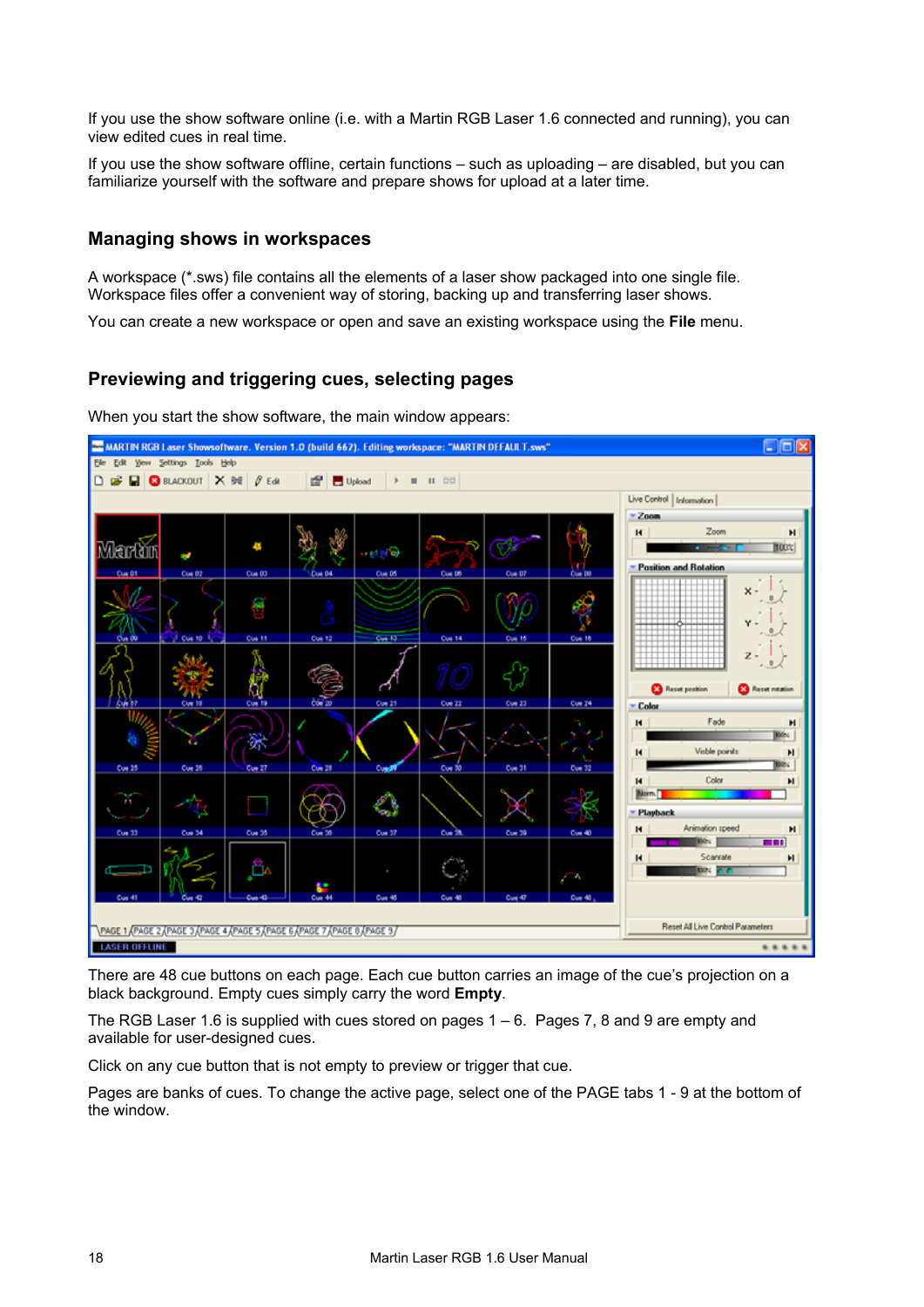If you use the show software online (i.e. with a Martin RGB Laser 1.6 connected and running), you can view edited cues in real time.

If you use the show software offline, certain functions – such as uploading – are disabled, but you can familiarize yourself with the software and prepare shows for upload at a later time.

## Managing shows in workspaces

A workspace (*.sws) file contains all the elements of a laser show packaged into one single file. Workspace files offer a convenient way of storing, backing up and transferring laser shows.

You can create a new workspace or open and save an existing workspace using the **File** menu.

## Previewing and triggering cues, selecting pages

When you start the show software, the main window appears:

There are 48 cue buttons on each page. Each cue button carries an image of the cue's projection on a black background. Empty cues simply carry the word **Empty**.

The RGB Laser 1.6 is supplied with cues stored on pages 1 – 6. Pages 7, 8 and 9 are empty and available for user-designed cues.

Click on any cue button that is not empty to preview or trigger that cue.

Pages are banks of cues. To change the active page, select one of the PAGE tabs 1 - 9 at the bottom of the window.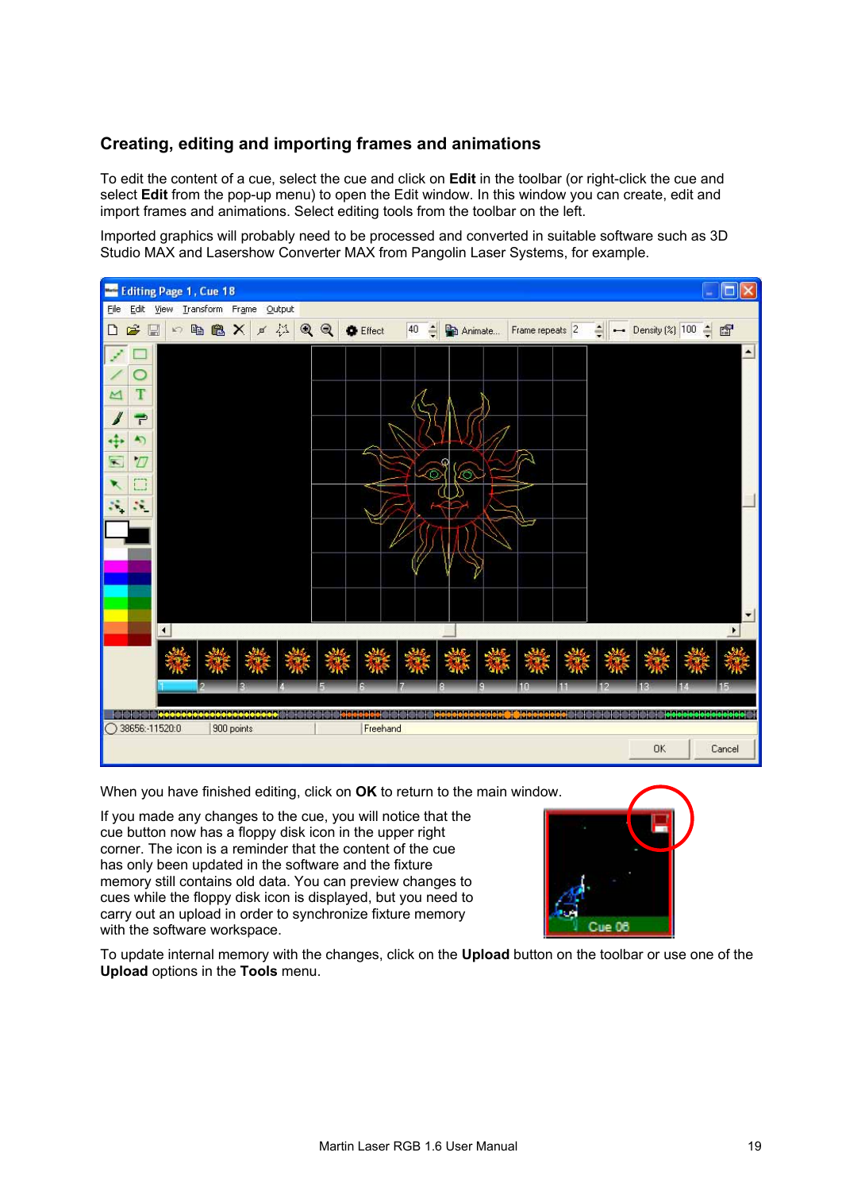## Creating, editing and importing frames and animations

To edit the content of a cue, select the cue and click on **Edit** in the toolbar (or right-click the cue and select **Edit** from the pop-up menu) to open the Edit window. In this window you can create, edit and import frames and animations. Select editing tools from the toolbar on the left.

Imported graphics will probably need to be processed and converted in suitable software such as 3D Studio MAX and Lasershow Converter MAX from Pangolin Laser Systems, for example.

When you have finished editing, click on **OK** to return to the main window.

If you made any changes to the cue, you will notice that the cue button now has a floppy disk icon in the upper right corner. The icon is a reminder that the content of the cue has only been updated in the software and the fixture memory still contains old data. You can preview changes to cues while the floppy disk icon is displayed, but you need to carry out an upload in order to synchronize fixture memory with the software workspace.

To update internal memory with the changes, click on the **Upload** button on the toolbar or use one of the **Upload** options in the **Tools** menu.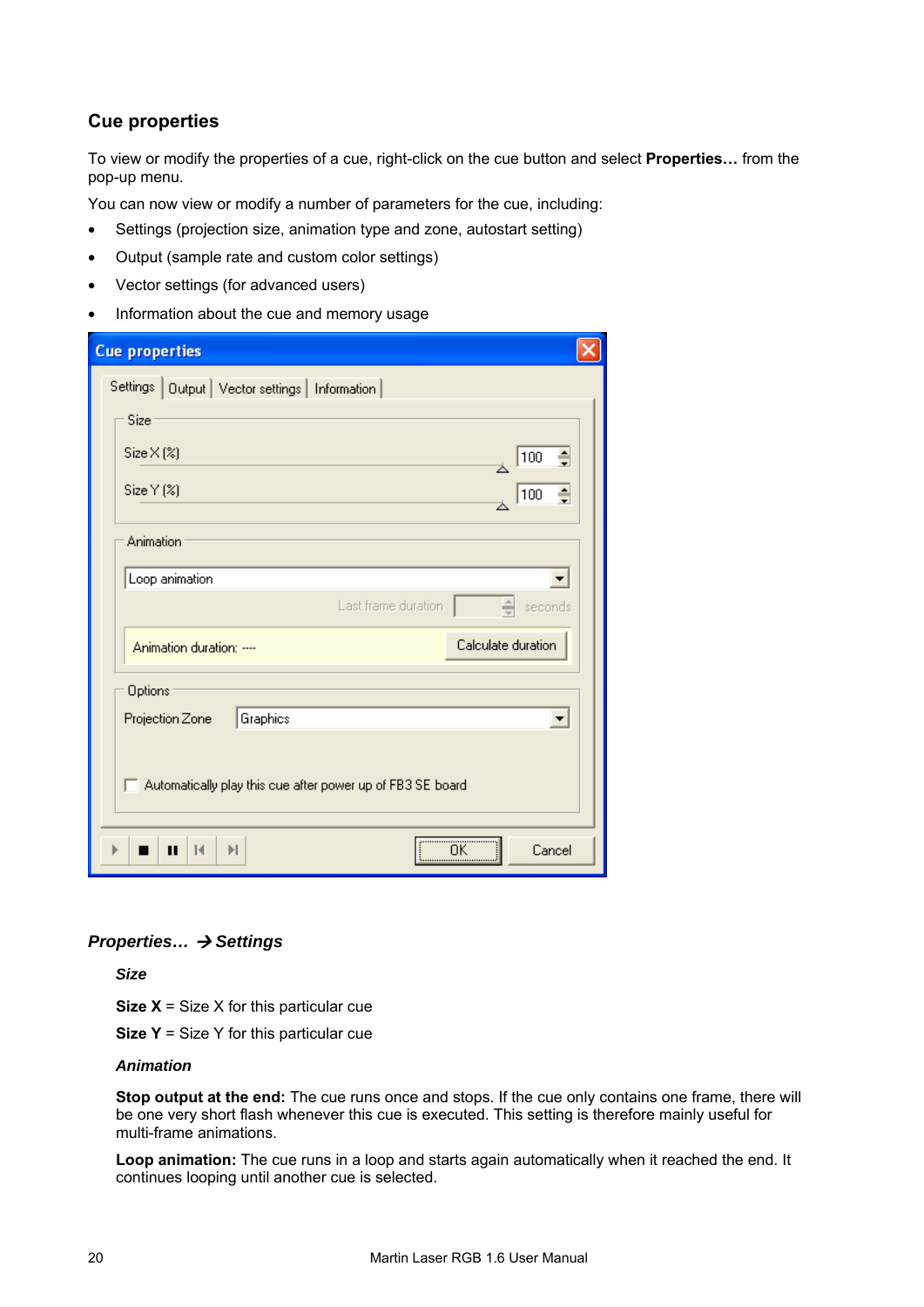## Cue properties

To view or modify the properties of a cue, right-click on the cue button and select **Properties…** from the pop-up menu.

You can now view or modify a number of parameters for the cue, including:

- Settings (projection size, animation type and zone, autostart setting)
- Output (sample rate and custom color settings)
- Vector settings (for advanced users)
- Information about the cue and memory usage

### *Properties… → Settings*

***Size***

**Size X** = Size X for this particular cue

**Size Y** = Size Y for this particular cue

***Animation***

**Stop output at the end:** The cue runs once and stops. If the cue only contains one frame, there will be one very short flash whenever this cue is executed. This setting is therefore mainly useful for multi-frame animations.

**Loop animation:** The cue runs in a loop and starts again automatically when it reached the end. It continues looping until another cue is selected.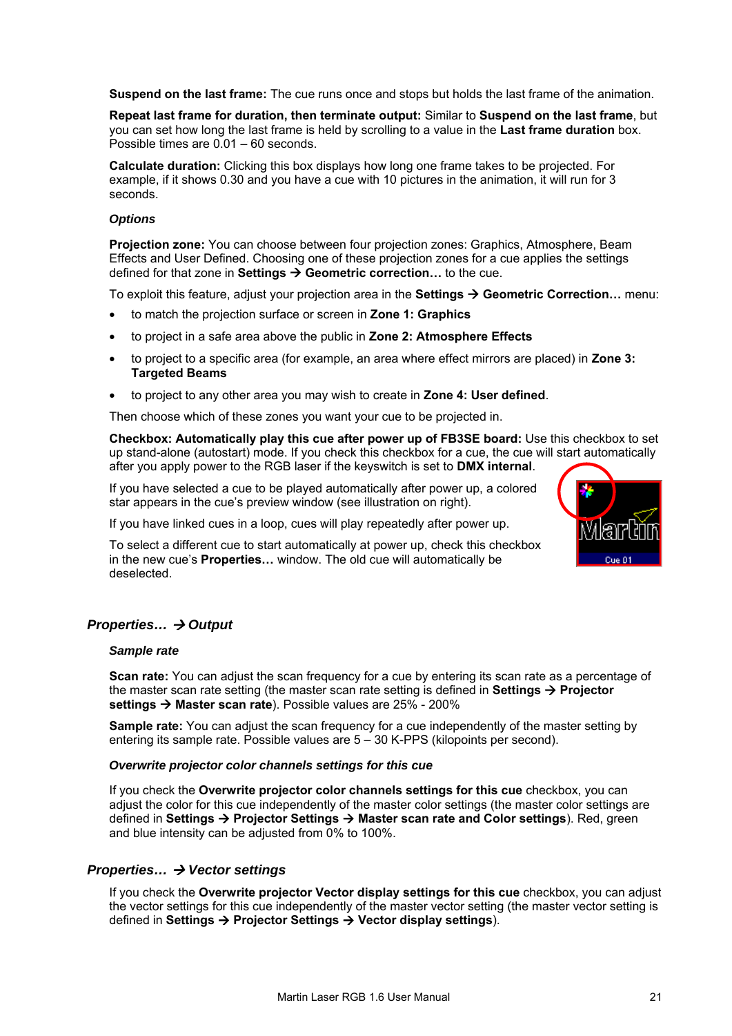**Suspend on the last frame:** The cue runs once and stops but holds the last frame of the animation.

**Repeat last frame for duration, then terminate output:** Similar to **Suspend on the last frame**, but you can set how long the last frame is held by scrolling to a value in the **Last frame duration** box. Possible times are 0.01 – 60 seconds.

**Calculate duration:** Clicking this box displays how long one frame takes to be projected. For example, if it shows 0.30 and you have a cue with 10 pictures in the animation, it will run for 3 seconds.

***Options***

**Projection zone:** You can choose between four projection zones: Graphics, Atmosphere, Beam Effects and User Defined. Choosing one of these projection zones for a cue applies the settings defined for that zone in **Settings → Geometric correction…** to the cue.

To exploit this feature, adjust your projection area in the **Settings → Geometric Correction…** menu:

- to match the projection surface or screen in **Zone 1: Graphics**
- to project in a safe area above the public in **Zone 2: Atmosphere Effects**
- to project to a specific area (for example, an area where effect mirrors are placed) in **Zone 3: Targeted Beams**
- to project to any other area you may wish to create in **Zone 4: User defined**.

Then choose which of these zones you want your cue to be projected in.

**Checkbox: Automatically play this cue after power up of FB3SE board:** Use this checkbox to set up stand-alone (autostart) mode. If you check this checkbox for a cue, the cue will start automatically after you apply power to the RGB laser if the keyswitch is set to **DMX internal**.

If you have selected a cue to be played automatically after power up, a colored star appears in the cue's preview window (see illustration on right).

If you have linked cues in a loop, cues will play repeatedly after power up.

To select a different cue to start automatically at power up, check this checkbox in the new cue's **Properties…** window. The old cue will automatically be deselected.

## *Properties… → Output*

***Sample rate***

**Scan rate:** You can adjust the scan frequency for a cue by entering its scan rate as a percentage of the master scan rate setting (the master scan rate setting is defined in **Settings → Projector settings → Master scan rate**). Possible values are 25% - 200%

**Sample rate:** You can adjust the scan frequency for a cue independently of the master setting by entering its sample rate. Possible values are 5 – 30 K-PPS (kilopoints per second).

***Overwrite projector color channels settings for this cue***

If you check the **Overwrite projector color channels settings for this cue** checkbox, you can adjust the color for this cue independently of the master color settings (the master color settings are defined in **Settings → Projector Settings → Master scan rate and Color settings**). Red, green and blue intensity can be adjusted from 0% to 100%.

## *Properties… → Vector settings*

If you check the **Overwrite projector Vector display settings for this cue** checkbox, you can adjust the vector settings for this cue independently of the master vector setting (the master vector setting is defined in **Settings → Projector Settings → Vector display settings**).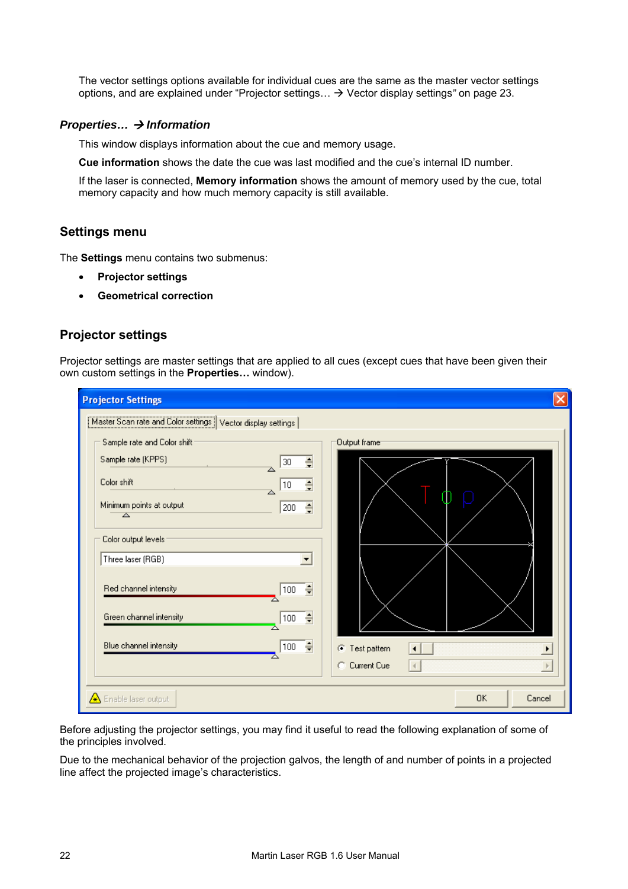The vector settings options available for individual cues are the same as the master vector settings options, and are explained under "Projector settings… → Vector display settings" on page 23.

### *Properties… → Information*

This window displays information about the cue and memory usage.

**Cue information** shows the date the cue was last modified and the cue's internal ID number.

If the laser is connected, **Memory information** shows the amount of memory used by the cue, total memory capacity and how much memory capacity is still available.

## Settings menu

The **Settings** menu contains two submenus:

- **Projector settings**
- **Geometrical correction**

## Projector settings

Projector settings are master settings that are applied to all cues (except cues that have been given their own custom settings in the **Properties…** window).

Before adjusting the projector settings, you may find it useful to read the following explanation of some of the principles involved.

Due to the mechanical behavior of the projection galvos, the length of and number of points in a projected line affect the projected image's characteristics.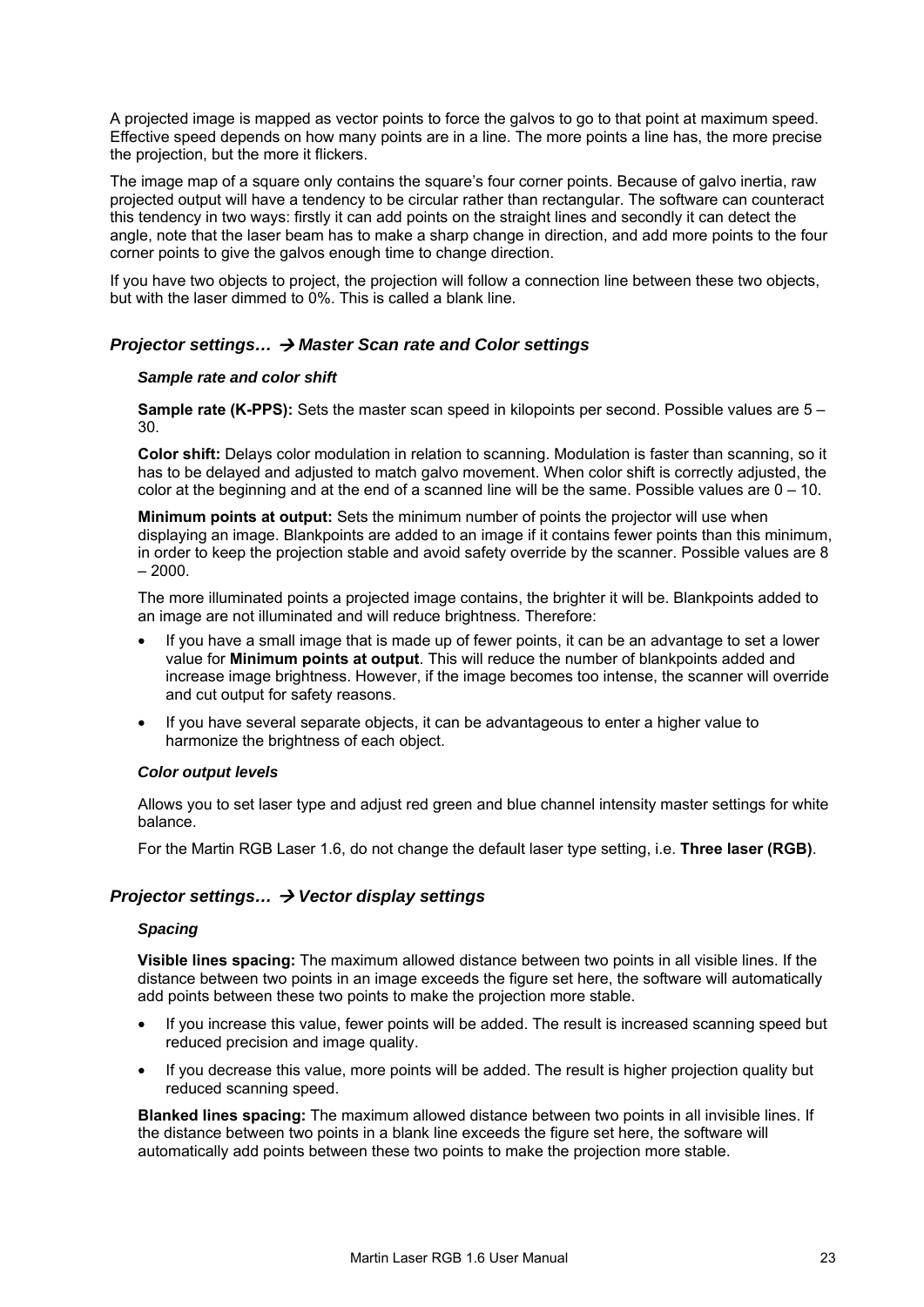A projected image is mapped as vector points to force the galvos to go to that point at maximum speed. Effective speed depends on how many points are in a line. The more points a line has, the more precise the projection, but the more it flickers.

The image map of a square only contains the square's four corner points. Because of galvo inertia, raw projected output will have a tendency to be circular rather than rectangular. The software can counteract this tendency in two ways: firstly it can add points on the straight lines and secondly it can detect the angle, note that the laser beam has to make a sharp change in direction, and add more points to the four corner points to give the galvos enough time to change direction.

If you have two objects to project, the projection will follow a connection line between these two objects, but with the laser dimmed to 0%. This is called a blank line.

## *Projector settings… → Master Scan rate and Color settings*

#### *Sample rate and color shift*

**Sample rate (K-PPS):** Sets the master scan speed in kilopoints per second. Possible values are 5 – 30.

**Color shift:** Delays color modulation in relation to scanning. Modulation is faster than scanning, so it has to be delayed and adjusted to match galvo movement. When color shift is correctly adjusted, the color at the beginning and at the end of a scanned line will be the same. Possible values are 0 – 10.

**Minimum points at output:** Sets the minimum number of points the projector will use when displaying an image. Blankpoints are added to an image if it contains fewer points than this minimum, in order to keep the projection stable and avoid safety override by the scanner. Possible values are 8 – 2000.

The more illuminated points a projected image contains, the brighter it will be. Blankpoints added to an image are not illuminated and will reduce brightness. Therefore:

- If you have a small image that is made up of fewer points, it can be an advantage to set a lower value for **Minimum points at output**. This will reduce the number of blankpoints added and increase image brightness. However, if the image becomes too intense, the scanner will override and cut output for safety reasons.
- If you have several separate objects, it can be advantageous to enter a higher value to harmonize the brightness of each object.

#### *Color output levels*

Allows you to set laser type and adjust red green and blue channel intensity master settings for white balance.

For the Martin RGB Laser 1.6, do not change the default laser type setting, i.e. **Three laser (RGB)**.

## *Projector settings… → Vector display settings*

#### *Spacing*

**Visible lines spacing:** The maximum allowed distance between two points in all visible lines. If the distance between two points in an image exceeds the figure set here, the software will automatically add points between these two points to make the projection more stable.

- If you increase this value, fewer points will be added. The result is increased scanning speed but reduced precision and image quality.
- If you decrease this value, more points will be added. The result is higher projection quality but reduced scanning speed.

**Blanked lines spacing:** The maximum allowed distance between two points in all invisible lines. If the distance between two points in a blank line exceeds the figure set here, the software will automatically add points between these two points to make the projection more stable.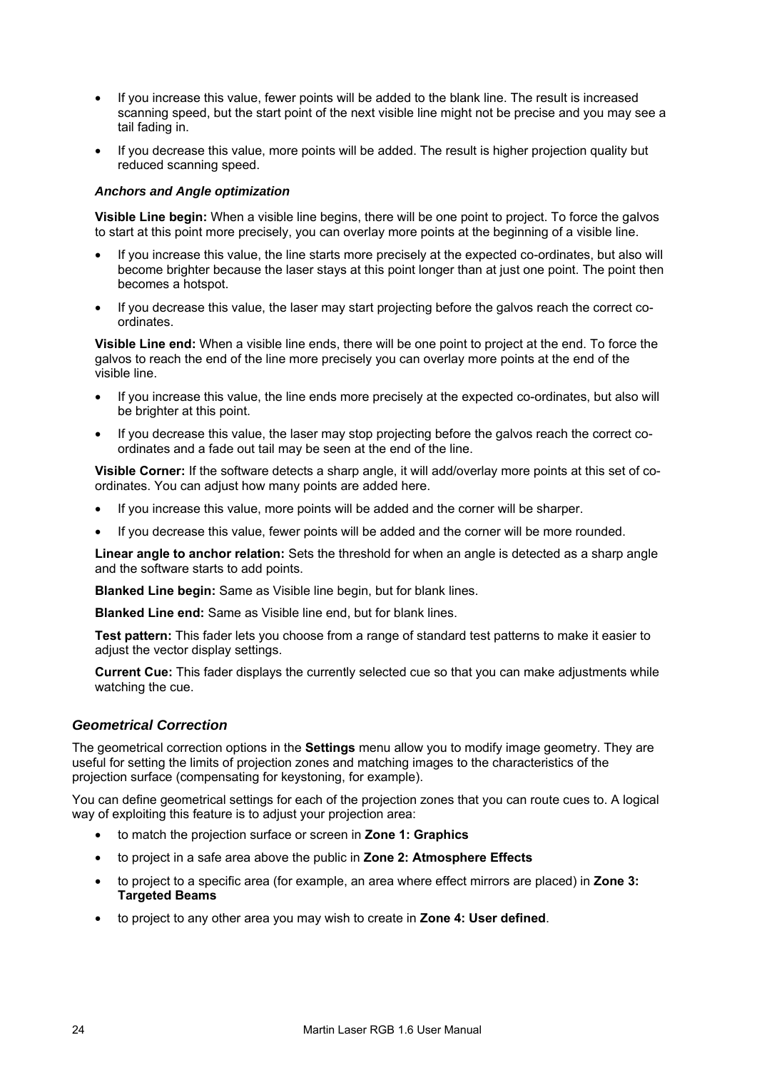- If you increase this value, fewer points will be added to the blank line. The result is increased scanning speed, but the start point of the next visible line might not be precise and you may see a tail fading in.
- If you decrease this value, more points will be added. The result is higher projection quality but reduced scanning speed.

#### *Anchors and Angle optimization*

**Visible Line begin:** When a visible line begins, there will be one point to project. To force the galvos to start at this point more precisely, you can overlay more points at the beginning of a visible line.

- If you increase this value, the line starts more precisely at the expected co-ordinates, but also will become brighter because the laser stays at this point longer than at just one point. The point then becomes a hotspot.
- If you decrease this value, the laser may start projecting before the galvos reach the correct co-ordinates.

**Visible Line end:** When a visible line ends, there will be one point to project at the end. To force the galvos to reach the end of the line more precisely you can overlay more points at the end of the visible line.

- If you increase this value, the line ends more precisely at the expected co-ordinates, but also will be brighter at this point.
- If you decrease this value, the laser may stop projecting before the galvos reach the correct co-ordinates and a fade out tail may be seen at the end of the line.

**Visible Corner:** If the software detects a sharp angle, it will add/overlay more points at this set of co-ordinates. You can adjust how many points are added here.

- If you increase this value, more points will be added and the corner will be sharper.
- If you decrease this value, fewer points will be added and the corner will be more rounded.

**Linear angle to anchor relation:** Sets the threshold for when an angle is detected as a sharp angle and the software starts to add points.

**Blanked Line begin:** Same as Visible line begin, but for blank lines.

**Blanked Line end:** Same as Visible line end, but for blank lines.

**Test pattern:** This fader lets you choose from a range of standard test patterns to make it easier to adjust the vector display settings.

**Current Cue:** This fader displays the currently selected cue so that you can make adjustments while watching the cue.

### *Geometrical Correction*

The geometrical correction options in the **Settings** menu allow you to modify image geometry. They are useful for setting the limits of projection zones and matching images to the characteristics of the projection surface (compensating for keystoning, for example).

You can define geometrical settings for each of the projection zones that you can route cues to. A logical way of exploiting this feature is to adjust your projection area:

- to match the projection surface or screen in **Zone 1: Graphics**
- to project in a safe area above the public in **Zone 2: Atmosphere Effects**
- to project to a specific area (for example, an area where effect mirrors are placed) in **Zone 3: Targeted Beams**
- to project to any other area you may wish to create in **Zone 4: User defined**.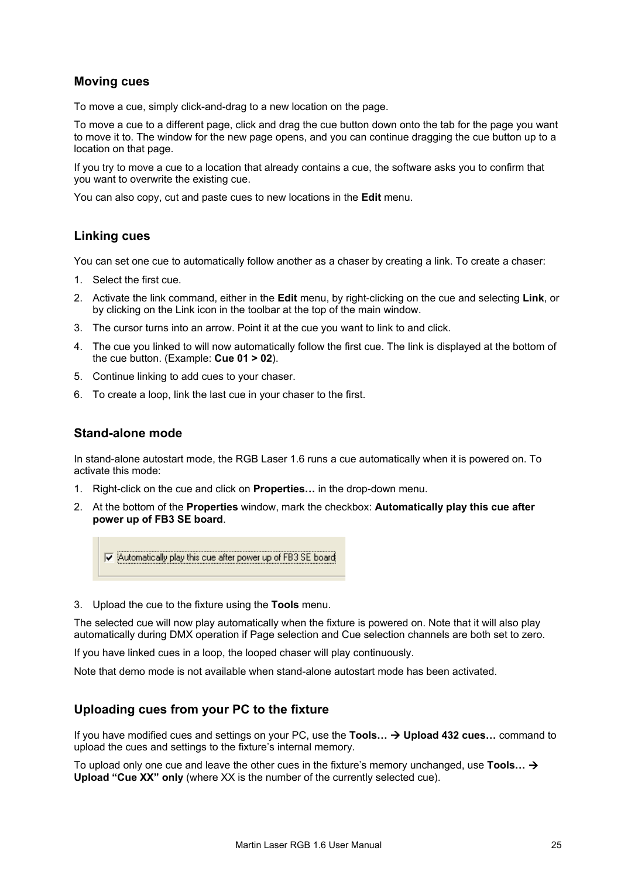## Moving cues

To move a cue, simply click-and-drag to a new location on the page.

To move a cue to a different page, click and drag the cue button down onto the tab for the page you want to move it to. The window for the new page opens, and you can continue dragging the cue button up to a location on that page.

If you try to move a cue to a location that already contains a cue, the software asks you to confirm that you want to overwrite the existing cue.

You can also copy, cut and paste cues to new locations in the **Edit** menu.

## Linking cues

You can set one cue to automatically follow another as a chaser by creating a link. To create a chaser:

1. Select the first cue.
2. Activate the link command, either in the **Edit** menu, by right-clicking on the cue and selecting **Link**, or by clicking on the Link icon in the toolbar at the top of the main window.
3. The cursor turns into an arrow. Point it at the cue you want to link to and click.
4. The cue you linked to will now automatically follow the first cue. The link is displayed at the bottom of the cue button. (Example: **Cue 01 > 02**).
5. Continue linking to add cues to your chaser.
6. To create a loop, link the last cue in your chaser to the first.

## Stand-alone mode

In stand-alone autostart mode, the RGB Laser 1.6 runs a cue automatically when it is powered on. To activate this mode:

1. Right-click on the cue and click on **Properties…** in the drop-down menu.
2. At the bottom of the **Properties** window, mark the checkbox: **Automatically play this cue after power up of FB3 SE board**.

   ☑ Automatically play this cue after power up of FB3 SE board

3. Upload the cue to the fixture using the **Tools** menu.

The selected cue will now play automatically when the fixture is powered on. Note that it will also play automatically during DMX operation if Page selection and Cue selection channels are both set to zero.

If you have linked cues in a loop, the looped chaser will play continuously.

Note that demo mode is not available when stand-alone autostart mode has been activated.

## Uploading cues from your PC to the fixture

If you have modified cues and settings on your PC, use the **Tools… → Upload 432 cues…** command to upload the cues and settings to the fixture's internal memory.

To upload only one cue and leave the other cues in the fixture's memory unchanged, use **Tools… → Upload "Cue XX" only** (where XX is the number of the currently selected cue).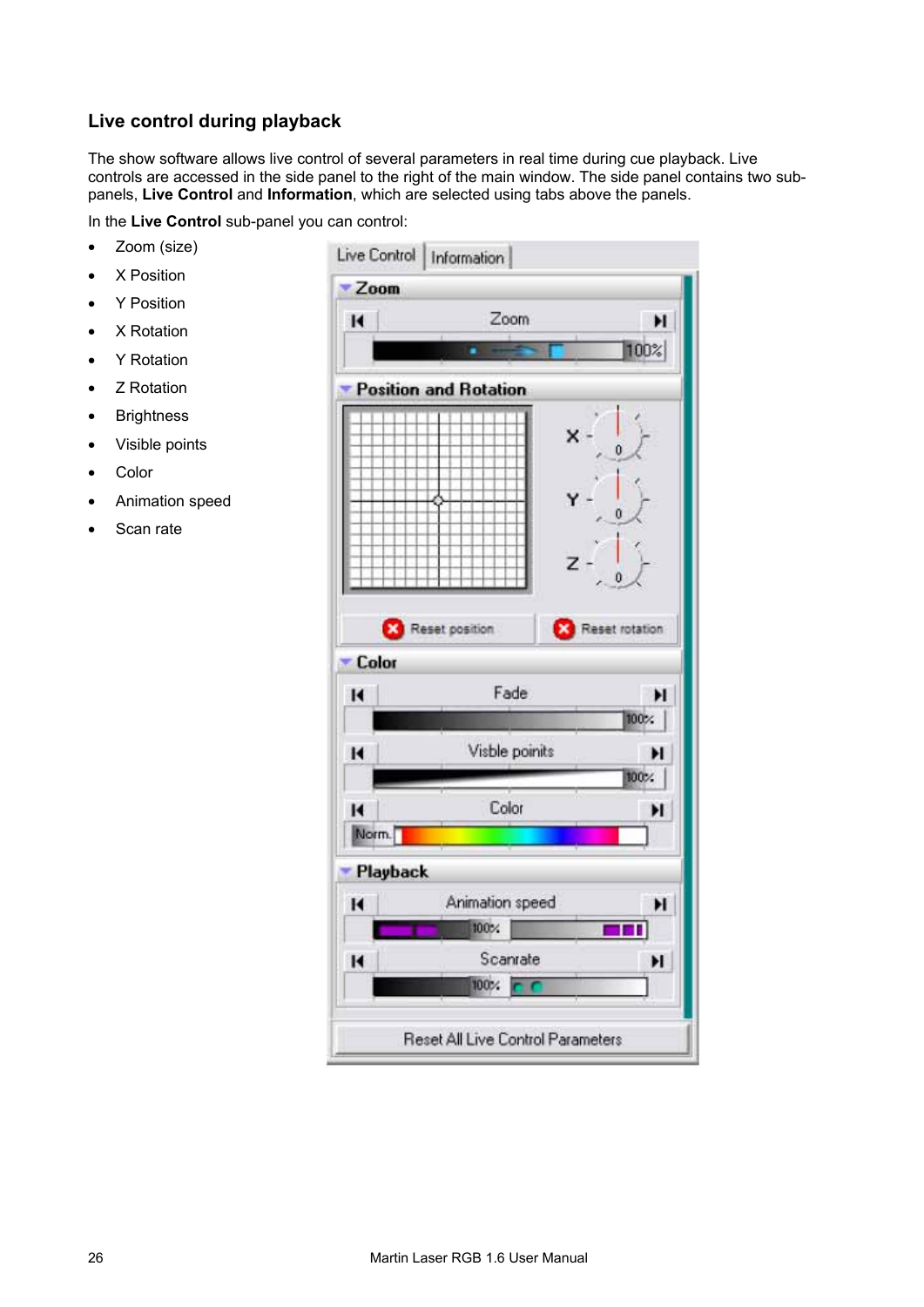## Live control during playback

The show software allows live control of several parameters in real time during cue playback. Live controls are accessed in the side panel to the right of the main window. The side panel contains two sub-panels, **Live Control** and **Information**, which are selected using tabs above the panels.

In the **Live Control** sub-panel you can control:

- Zoom (size)
- X Position
- Y Position
- X Rotation
- Y Rotation
- Z Rotation
- Brightness
- Visible points
- Color
- Animation speed
- Scan rate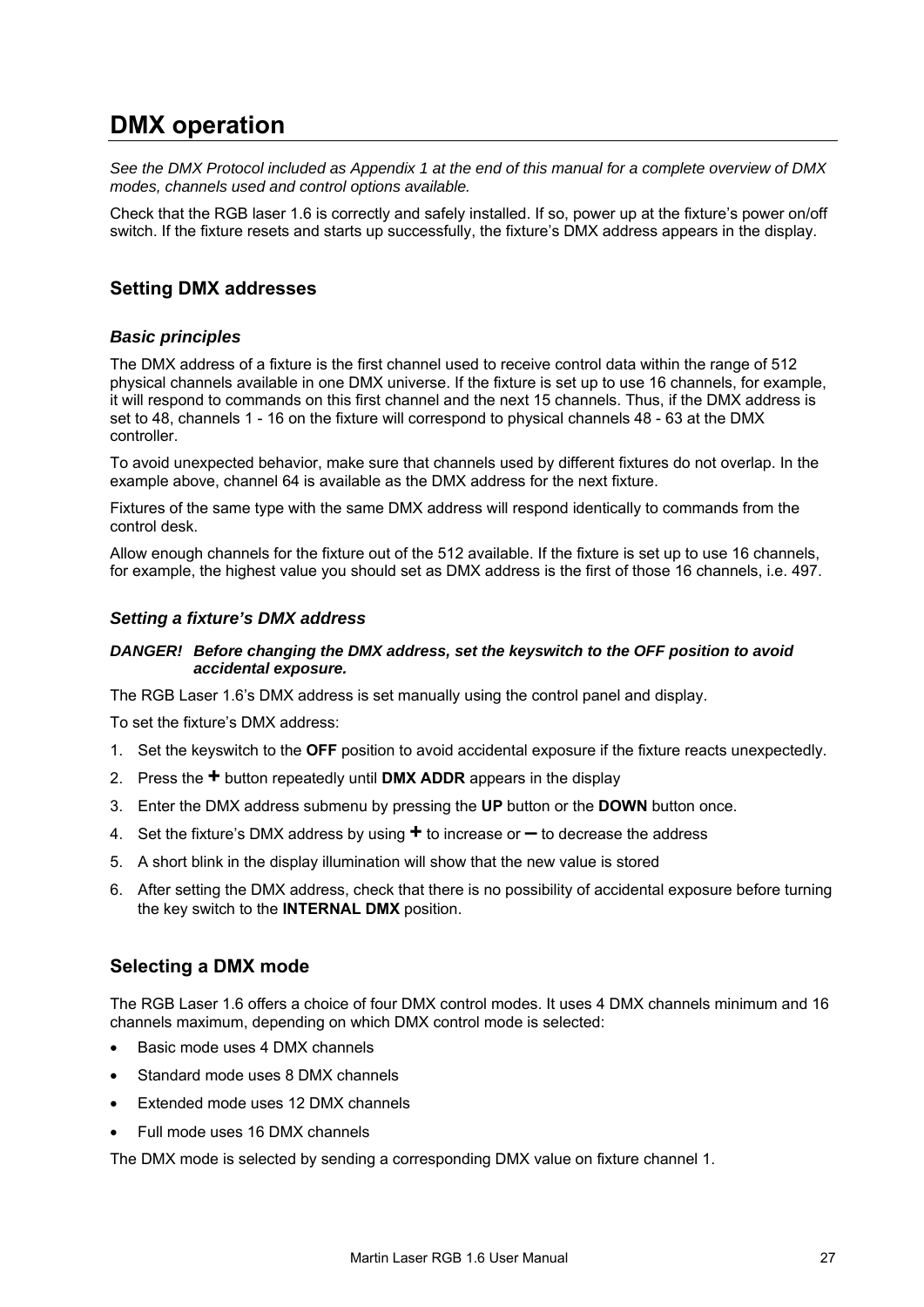# DMX operation

*See the DMX Protocol included as Appendix 1 at the end of this manual for a complete overview of DMX modes, channels used and control options available.*

Check that the RGB laser 1.6 is correctly and safely installed. If so, power up at the fixture's power on/off switch. If the fixture resets and starts up successfully, the fixture's DMX address appears in the display.

## Setting DMX addresses

### *Basic principles*

The DMX address of a fixture is the first channel used to receive control data within the range of 512 physical channels available in one DMX universe. If the fixture is set up to use 16 channels, for example, it will respond to commands on this first channel and the next 15 channels. Thus, if the DMX address is set to 48, channels 1 - 16 on the fixture will correspond to physical channels 48 - 63 at the DMX controller.

To avoid unexpected behavior, make sure that channels used by different fixtures do not overlap. In the example above, channel 64 is available as the DMX address for the next fixture.

Fixtures of the same type with the same DMX address will respond identically to commands from the control desk.

Allow enough channels for the fixture out of the 512 available. If the fixture is set up to use 16 channels, for example, the highest value you should set as DMX address is the first of those 16 channels, i.e. 497.

### *Setting a fixture's DMX address*

***DANGER! Before changing the DMX address, set the keyswitch to the OFF position to avoid accidental exposure.***

The RGB Laser 1.6's DMX address is set manually using the control panel and display.

To set the fixture's DMX address:

1. Set the keyswitch to the **OFF** position to avoid accidental exposure if the fixture reacts unexpectedly.
2. Press the **+** button repeatedly until **DMX ADDR** appears in the display
3. Enter the DMX address submenu by pressing the **UP** button or the **DOWN** button once.
4. Set the fixture's DMX address by using **+** to increase or **–** to decrease the address
5. A short blink in the display illumination will show that the new value is stored
6. After setting the DMX address, check that there is no possibility of accidental exposure before turning the key switch to the **INTERNAL DMX** position.

## Selecting a DMX mode

The RGB Laser 1.6 offers a choice of four DMX control modes. It uses 4 DMX channels minimum and 16 channels maximum, depending on which DMX control mode is selected:

- Basic mode uses 4 DMX channels
- Standard mode uses 8 DMX channels
- Extended mode uses 12 DMX channels
- Full mode uses 16 DMX channels

The DMX mode is selected by sending a corresponding DMX value on fixture channel 1.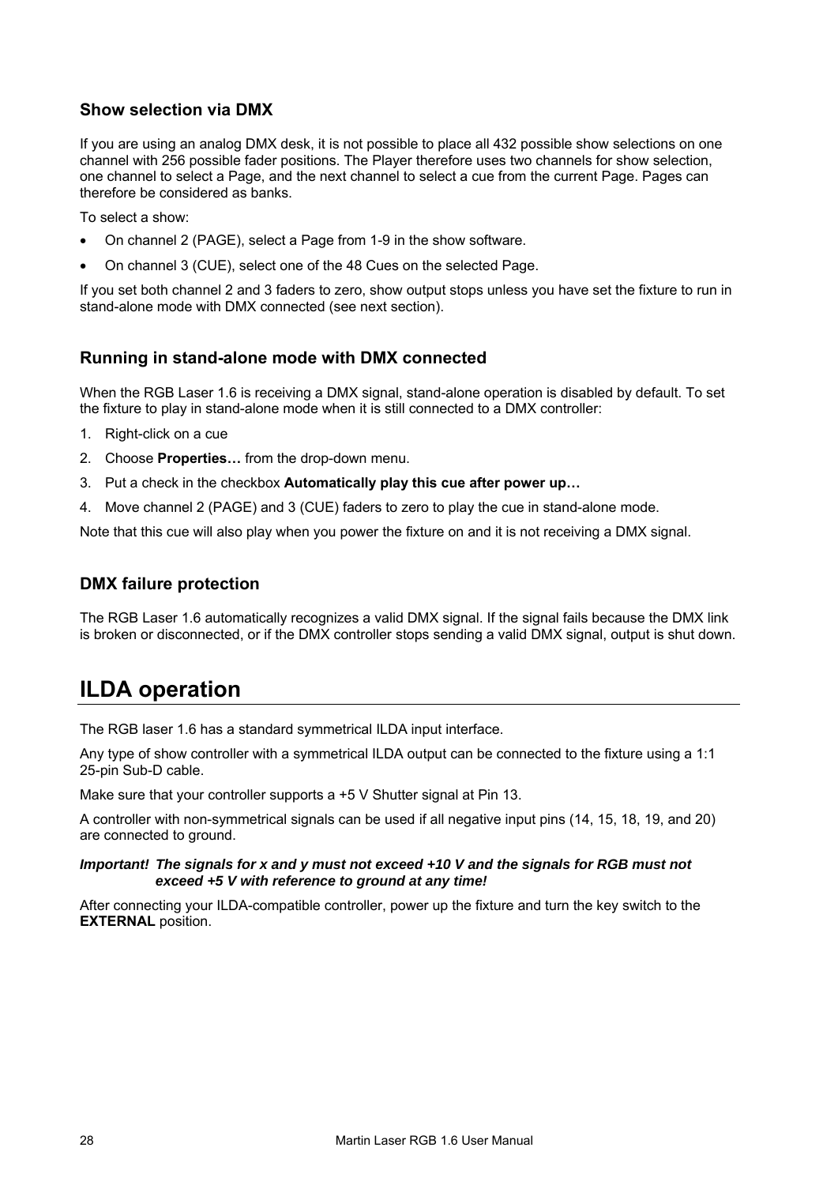### Show selection via DMX

If you are using an analog DMX desk, it is not possible to place all 432 possible show selections on one channel with 256 possible fader positions. The Player therefore uses two channels for show selection, one channel to select a Page, and the next channel to select a cue from the current Page. Pages can therefore be considered as banks.

To select a show:

- On channel 2 (PAGE), select a Page from 1-9 in the show software.
- On channel 3 (CUE), select one of the 48 Cues on the selected Page.

If you set both channel 2 and 3 faders to zero, show output stops unless you have set the fixture to run in stand-alone mode with DMX connected (see next section).

### Running in stand-alone mode with DMX connected

When the RGB Laser 1.6 is receiving a DMX signal, stand-alone operation is disabled by default. To set the fixture to play in stand-alone mode when it is still connected to a DMX controller:

1. Right-click on a cue
2. Choose **Properties…** from the drop-down menu.
3. Put a check in the checkbox **Automatically play this cue after power up…**
4. Move channel 2 (PAGE) and 3 (CUE) faders to zero to play the cue in stand-alone mode.

Note that this cue will also play when you power the fixture on and it is not receiving a DMX signal.

### DMX failure protection

The RGB Laser 1.6 automatically recognizes a valid DMX signal. If the signal fails because the DMX link is broken or disconnected, or if the DMX controller stops sending a valid DMX signal, output is shut down.

## ILDA operation

The RGB laser 1.6 has a standard symmetrical ILDA input interface.

Any type of show controller with a symmetrical ILDA output can be connected to the fixture using a 1:1 25-pin Sub-D cable.

Make sure that your controller supports a +5 V Shutter signal at Pin 13.

A controller with non-symmetrical signals can be used if all negative input pins (14, 15, 18, 19, and 20) are connected to ground.

***Important! The signals for x and y must not exceed +10 V and the signals for RGB must not exceed +5 V with reference to ground at any time!***

After connecting your ILDA-compatible controller, power up the fixture and turn the key switch to the **EXTERNAL** position.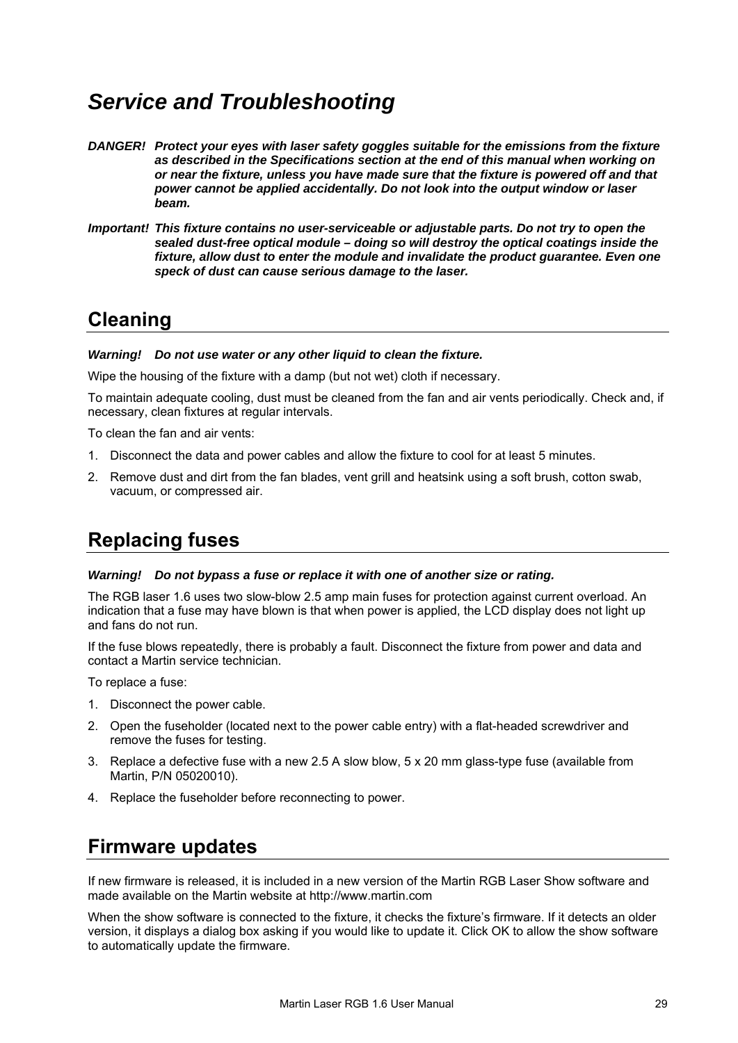# *Service and Troubleshooting*

***DANGER!*** ***Protect your eyes with laser safety goggles suitable for the emissions from the fixture as described in the Specifications section at the end of this manual when working on or near the fixture, unless you have made sure that the fixture is powered off and that power cannot be applied accidentally. Do not look into the output window or laser beam.***

***Important!*** ***This fixture contains no user-serviceable or adjustable parts. Do not try to open the sealed dust-free optical module – doing so will destroy the optical coatings inside the fixture, allow dust to enter the module and invalidate the product guarantee. Even one speck of dust can cause serious damage to the laser.***

## Cleaning

***Warning!*** ***Do not use water or any other liquid to clean the fixture.***

Wipe the housing of the fixture with a damp (but not wet) cloth if necessary.

To maintain adequate cooling, dust must be cleaned from the fan and air vents periodically. Check and, if necessary, clean fixtures at regular intervals.

To clean the fan and air vents:

1. Disconnect the data and power cables and allow the fixture to cool for at least 5 minutes.
2. Remove dust and dirt from the fan blades, vent grill and heatsink using a soft brush, cotton swab, vacuum, or compressed air.

## Replacing fuses

***Warning!*** ***Do not bypass a fuse or replace it with one of another size or rating.***

The RGB laser 1.6 uses two slow-blow 2.5 amp main fuses for protection against current overload. An indication that a fuse may have blown is that when power is applied, the LCD display does not light up and fans do not run.

If the fuse blows repeatedly, there is probably a fault. Disconnect the fixture from power and data and contact a Martin service technician.

To replace a fuse:

1. Disconnect the power cable.
2. Open the fuseholder (located next to the power cable entry) with a flat-headed screwdriver and remove the fuses for testing.
3. Replace a defective fuse with a new 2.5 A slow blow, 5 x 20 mm glass-type fuse (available from Martin, P/N 05020010).
4. Replace the fuseholder before reconnecting to power.

## Firmware updates

If new firmware is released, it is included in a new version of the Martin RGB Laser Show software and made available on the Martin website at http://www.martin.com

When the show software is connected to the fixture, it checks the fixture's firmware. If it detects an older version, it displays a dialog box asking if you would like to update it. Click OK to allow the show software to automatically update the firmware.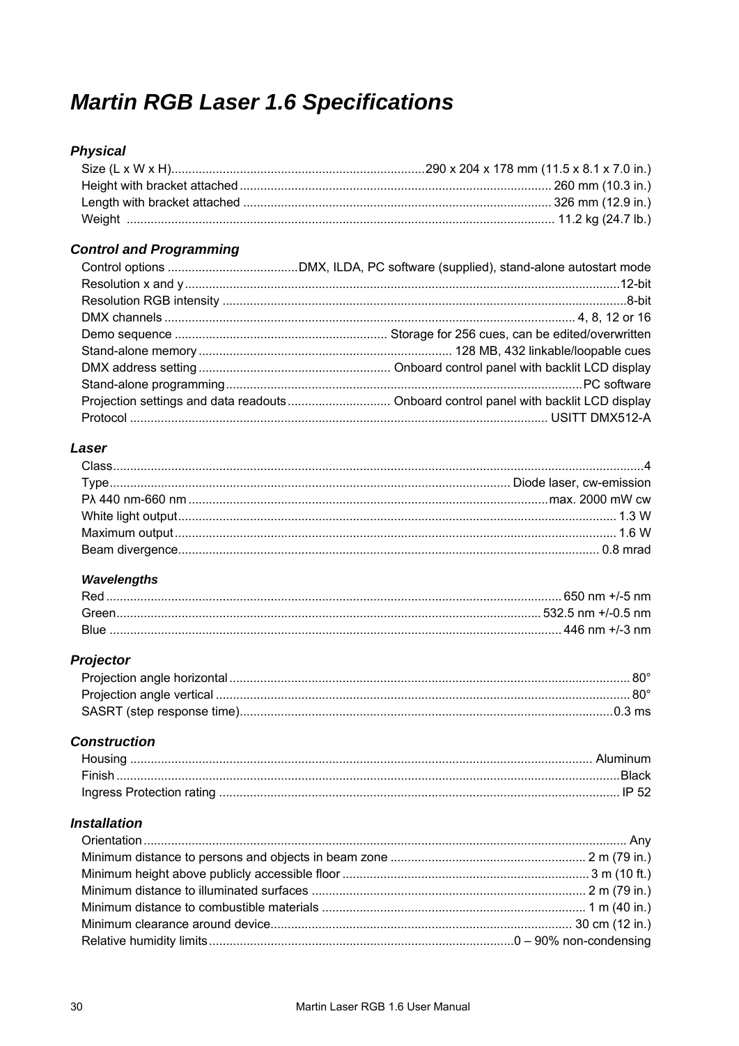# *Martin RGB Laser 1.6 Specifications*

### *Physical*

Size (L x W x H)..........................................................................290 x 204 x 178 mm (11.5 x 8.1 x 7.0 in.)
Height with bracket attached.......................................................................................... 260 mm (10.3 in.)
Length with bracket attached ......................................................................................... 326 mm (12.9 in.)
Weight ............................................................................................................................ 11.2 kg (24.7 lb.)

### *Control and Programming*

Control options ......................................DMX, ILDA, PC software (supplied), stand-alone autostart mode
Resolution x and y.............................................................................................................................12-bit
Resolution RGB intensity .....................................................................................................................8-bit
DMX channels ...................................................................................................................... 4, 8, 12 or 16
Demo sequence .............................................................. Storage for 256 cues, can be edited/overwritten
Stand-alone memory ......................................................................... 128 MB, 432 linkable/loopable cues
DMX address setting ........................................................ Onboard control panel with backlit LCD display
Stand-alone programming.......................................................................................................PC software
Projection settings and data readouts.............................. Onboard control panel with backlit LCD display
Protocol ........................................................................................................................ USITT DMX512-A

### *Laser*

Class........................................................................................................................................................4
Type................................................................................................................... Diode laser, cw-emission
Pλ 440 nm-660 nm ........................................................................................................max. 2000 mW cw
White light output............................................................................................................................. 1.3 W
Maximum output.............................................................................................................................. 1.6 W
Beam divergence......................................................................................................................... 0.8 mrad

#### *Wavelengths*

Red .................................................................................................................................. 650 nm +/-5 nm
Green........................................................................................................................... 532.5 nm +/-0.5 nm
Blue .................................................................................................................................. 446 nm +/-3 nm

### *Projector*

Projection angle horizontal .................................................................................................................. 80°
Projection angle vertical ...................................................................................................................... 80°
SASRT (step response time)............................................................................................................0.3 ms

### *Construction*

Housing ..................................................................................................................................... Aluminum
Finish .................................................................................................................................................Black
Ingress Protection rating ................................................................................................................... IP 52

### *Installation*

Orientation.......................................................................................................................................... Any
Minimum distance to persons and objects in beam zone ......................................................... 2 m (79 in.)
Minimum height above publicly accessible floor ....................................................................... 3 m (10 ft.)
Minimum distance to illuminated surfaces ............................................................................... 2 m (79 in.)
Minimum distance to combustible materials ............................................................................ 1 m (40 in.)
Minimum clearance around device..................................................................................... 30 cm (12 in.)
Relative humidity limits........................................................................................0 – 90% non-condensing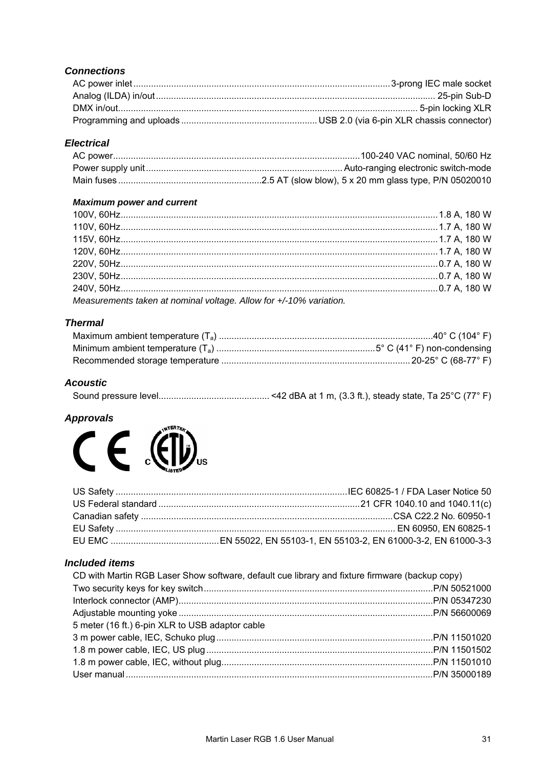### Connections

AC power inlet ........ 3-prong IEC male socket
Analog (ILDA) in/out ........ 25-pin Sub-D
DMX in/out ........ 5-pin locking XLR
Programming and uploads ........ USB 2.0 (via 6-pin XLR chassis connector)

### Electrical

AC power ........ 100-240 VAC nominal, 50/60 Hz
Power supply unit ........ Auto-ranging electronic switch-mode
Main fuses ........ 2.5 AT (slow blow), 5 x 20 mm glass type, P/N 05020010

#### Maximum power and current

100V, 60Hz ........ 1.8 A, 180 W
110V, 60Hz ........ 1.7 A, 180 W
115V, 60Hz ........ 1.7 A, 180 W
120V, 60Hz ........ 1.7 A, 180 W
220V, 50Hz ........ 0.7 A, 180 W
230V, 50Hz ........ 0.7 A, 180 W
240V, 50Hz ........ 0.7 A, 180 W

*Measurements taken at nominal voltage. Allow for +/-10% variation.*

### Thermal

Maximum ambient temperature ($T_a$) ........ 40° C (104° F)
Minimum ambient temperature ($T_a$) ........ 5° C (41° F) non-condensing
Recommended storage temperature ........ 20-25° C (68-77° F)

### Acoustic

Sound pressure level ........ <42 dBA at 1 m, (3.3 ft.), steady state, Ta 25°C (77° F)

### Approvals

US Safety ........ IEC 60825-1 / FDA Laser Notice 50
US Federal standard ........ 21 CFR 1040.10 and 1040.11(c)
Canadian safety ........ CSA C22.2 No. 60950-1
EU Safety ........ EN 60950, EN 60825-1
EU EMC ........ EN 55022, EN 55103-1, EN 55103-2, EN 61000-3-2, EN 61000-3-3

### Included items

CD with Martin RGB Laser Show software, default cue library and fixture firmware (backup copy)
Two security keys for key switch ........ P/N 50521000
Interlock connector (AMP) ........ P/N 05347230
Adjustable mounting yoke ........ P/N 56600069
5 meter (16 ft.) 6-pin XLR to USB adaptor cable
3 m power cable, IEC, Schuko plug ........ P/N 11501020
1.8 m power cable, IEC, US plug ........ P/N 11501502
1.8 m power cable, IEC, without plug ........ P/N 11501010
User manual ........ P/N 35000189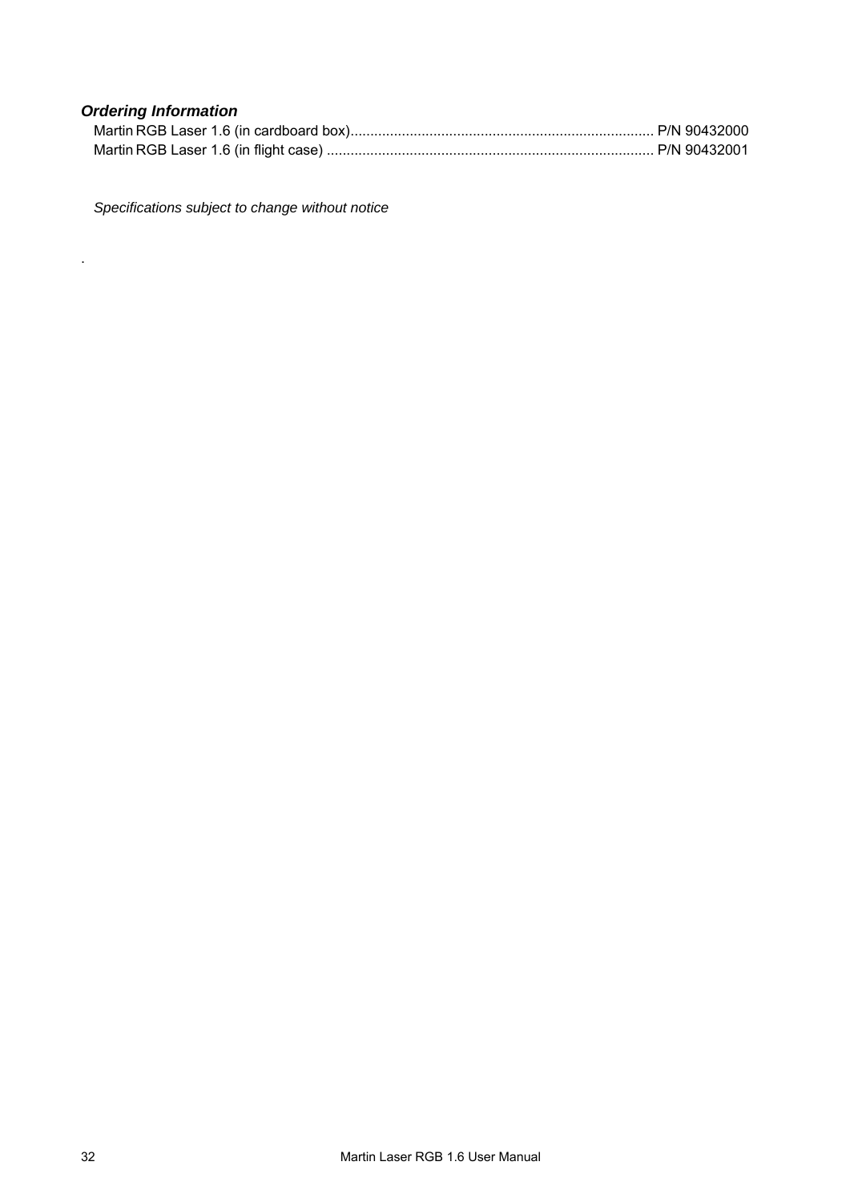### *Ordering Information*

Martin RGB Laser 1.6 (in cardboard box)............................................................................ P/N 90432000
Martin RGB Laser 1.6 (in flight case) .................................................................................. P/N 90432001

*Specifications subject to change without notice*

.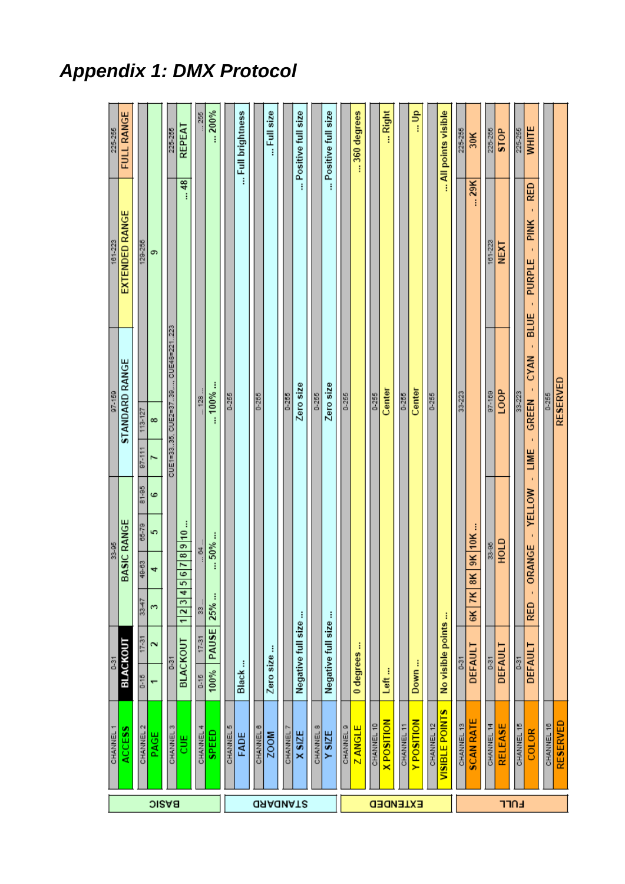# Appendix 1: DMX Protocol

| Group | Channel | Function | 0-31 | 33-95 | 97-159 | 161-223 | 225-255 |
|---|---|---|---|---|---|---|---|
| | | | BLACKOUT | BASIC RANGE | STANDARD RANGE | EXTENDED RANGE | FULL RANGE |
| BASIC | CHANNEL 1 | ACCESS | BLACKOUT | BASIC RANGE | STANDARD RANGE | EXTENDED RANGE | FULL RANGE |
| BASIC | CHANNEL 2 | PAGE | 0-15: 1; 17-31: 2 | 33-47: 3; 49-63: 4; 65-79: 5; 81-95: 6 | 97-111: 7; 113-127: 8 | 129-255: 9 | |
| BASIC | CHANNEL 3 | CUE | 0-31: BLACKOUT | 1, 2, 3, 4, 5, 6, 7, 8, 9, 10 ... (CUE1=33..35, CUE2=37..39, ..., CUE48=221..223) | | ... 48 | 225-255: REPEAT |
| BASIC | CHANNEL 4 | SPEED | 0-15: 100%; 17-31: PAUSE | 33 ...: 25% ... ... 64 ...: ... 50% ... | ... 128 ...: ... 100% ... | | ... 255: ... 200% |
| STANDARD | CHANNEL 5 | FADE | 0-255: Black ... | | | | ... Full brightness |
| STANDARD | CHANNEL 6 | ZOOM | 0-255: Zero size ... | | | | ... Full size |
| STANDARD | CHANNEL 7 | X SIZE | 0-255: Negative full size ... | | Zero size | | ... Positive full size |
| STANDARD | CHANNEL 8 | Y SIZE | 0-255: Negative full size ... | | Zero size | | ... Positive full size |
| EXTENDED | CHANNEL 9 | Z ANGLE | 0-255: 0 degrees ... | | | | ... 360 degrees |
| EXTENDED | CHANNEL 10 | X POSITION | 0-255: Left ... | | Center | | ... Right |
| EXTENDED | CHANNEL 11 | Y POSITION | 0-255: Down ... | | Center | | ... Up |
| EXTENDED | CHANNEL 12 | VISIBLE POINTS | 0-255: No visible points ... | | | | ... All points visible |
| FULL | CHANNEL 13 | SCAN RATE | 0-31: DEFAULT | 33-223: 6K, 7K, 8K, 9K, 10K ... | | ... 29K | 225-255: 30K |
| FULL | CHANNEL 14 | RELEASE | 0-31: DEFAULT | 33-95: HOLD | 97-159: LOOP | 161-223: NEXT | 225-255: STOP |
| FULL | CHANNEL 15 | COLOR | 0-31: DEFAULT | 33-223: RED - ORANGE - YELLOW - LIME - GREEN - CYAN - BLUE - PURPLE - PINK - RED | | | 225-255: WHITE |
| FULL | CHANNEL 16 | RESERVED | 0-255: RESERVED | | | | |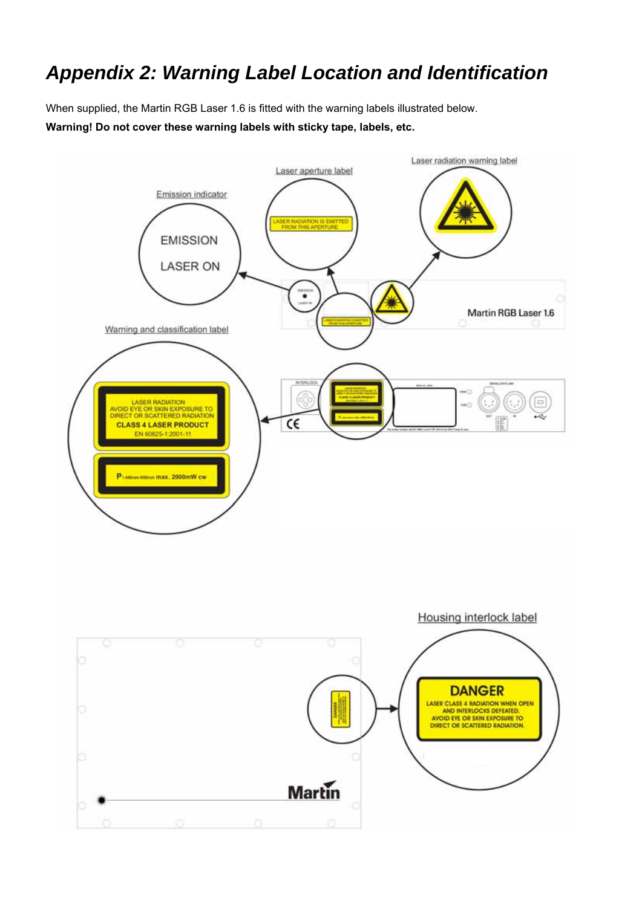# Appendix 2: Warning Label Location and Identification

When supplied, the Martin RGB Laser 1.6 is fitted with the warning labels illustrated below.

**Warning! Do not cover these warning labels with sticky tape, labels, etc.**

Laser radiation warning label

Laser aperture label

LASER RADIATION IS EMITTED FROM THIS APERTURE

Emission indicator

EMISSION

LASER ON

Martin RGB Laser 1.6

Warning and classification label

LASER RADIATION
AVOID EYE OR SKIN EXPOSURE TO DIRECT OR SCATTERED RADIATION
CLASS 4 LASER PRODUCT
EN 60825-1:2001-11

P λ 440nm-660nm max. 2000mW cw

Housing interlock label

DANGER
LASER CLASS 4 RADIATION WHEN OPEN AND INTERLOCKS DEFEATED.
AVOID EYE OR SKIN EXPOSURE TO DIRECT OR SCATTERED RADIATION.

Martin